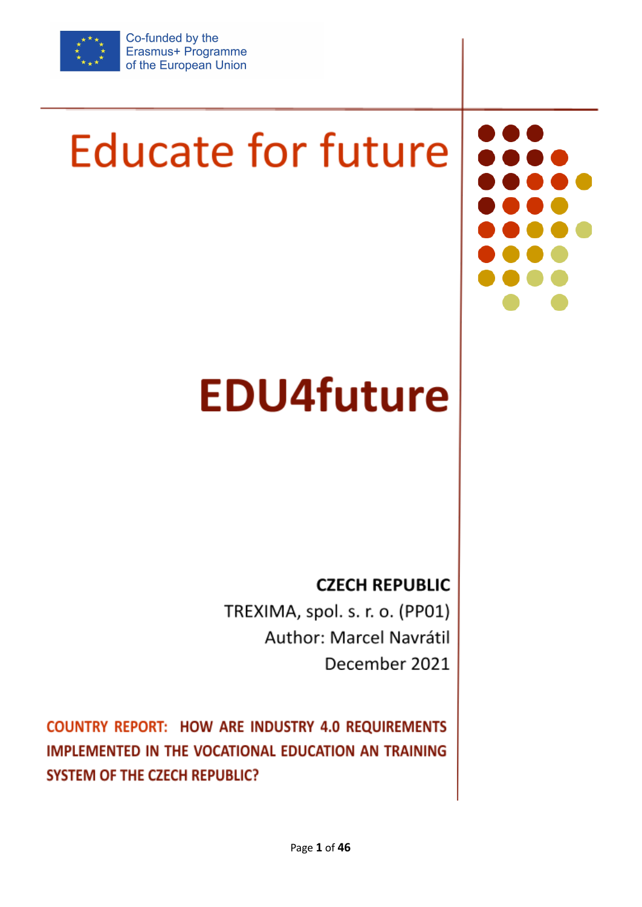Co-funded by the Erasmus+ Programme of the European Union

# Educate for future

# EDU4future

**CZECH REPUBLIC**

TREXIMA, spol. s. r. o. (PP01)

Author: Marcel Navrátil

December 2021

**COUNTRY REPORT: HOW ARE INDUSTRY 4.0 REQUIREMENTS IMPLEMENTED IN THE VOCATIONAL EDUCATION AN TRAINING SYSTEM OF THE CZECH REPUBLIC?**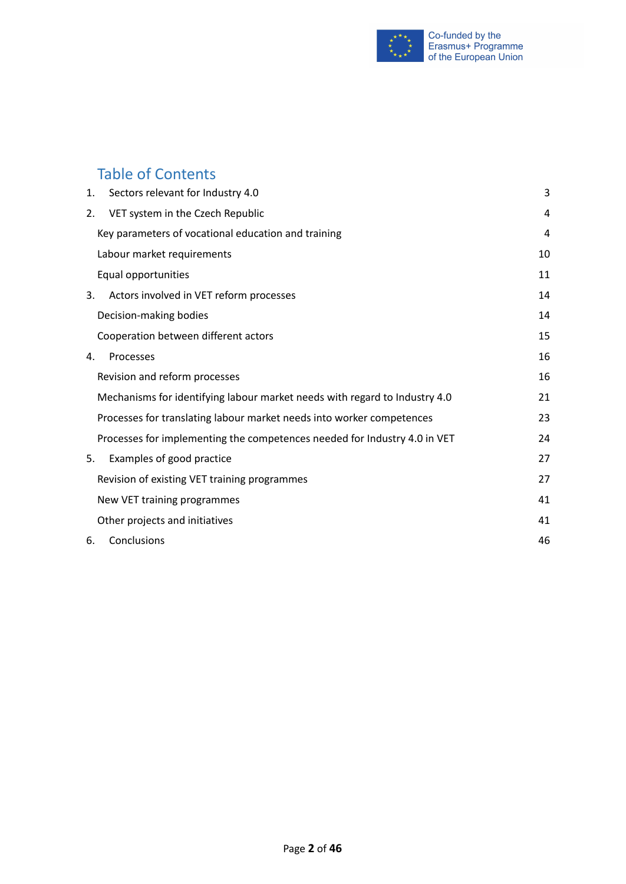# Table of Contents

1. Sectors relevant for Industry 4.0 — 3
2. VET system in the Czech Republic — 4
   - Key parameters of vocational education and training — 4
   - Labour market requirements — 10
   - Equal opportunities — 11
3. Actors involved in VET reform processes — 14
   - Decision-making bodies — 14
   - Cooperation between different actors — 15
4. Processes — 16
   - Revision and reform processes — 16
   - Mechanisms for identifying labour market needs with regard to Industry 4.0 — 21
   - Processes for translating labour market needs into worker competences — 23
   - Processes for implementing the competences needed for Industry 4.0 in VET — 24
5. Examples of good practice — 27
   - Revision of existing VET training programmes — 27
   - New VET training programmes — 41
   - Other projects and initiatives — 41
6. Conclusions — 46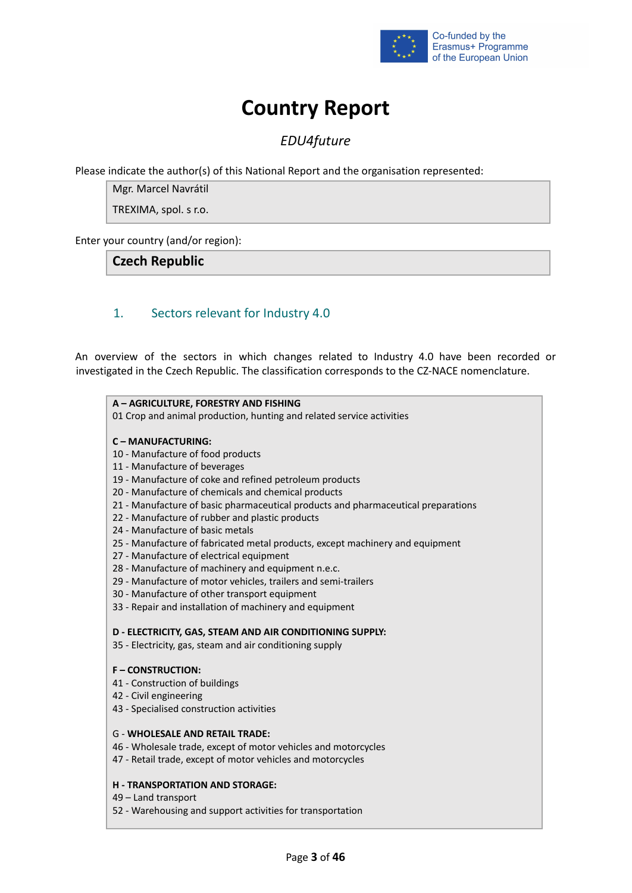# Country Report

*EDU4future*

Please indicate the author(s) of this National Report and the organisation represented:

Mgr. Marcel Navrátil

TREXIMA, spol. s r.o.

Enter your country (and/or region):

**Czech Republic**

## 1. Sectors relevant for Industry 4.0

An overview of the sectors in which changes related to Industry 4.0 have been recorded or investigated in the Czech Republic. The classification corresponds to the CZ-NACE nomenclature.

**A – AGRICULTURE, FORESTRY AND FISHING**
01 Crop and animal production, hunting and related service activities

**C – MANUFACTURING:**
10 - Manufacture of food products
11 - Manufacture of beverages
19 - Manufacture of coke and refined petroleum products
20 - Manufacture of chemicals and chemical products
21 - Manufacture of basic pharmaceutical products and pharmaceutical preparations
22 - Manufacture of rubber and plastic products
24 - Manufacture of basic metals
25 - Manufacture of fabricated metal products, except machinery and equipment
27 - Manufacture of electrical equipment
28 - Manufacture of machinery and equipment n.e.c.
29 - Manufacture of motor vehicles, trailers and semi-trailers
30 - Manufacture of other transport equipment
33 - Repair and installation of machinery and equipment

**D - ELECTRICITY, GAS, STEAM AND AIR CONDITIONING SUPPLY:**
35 - Electricity, gas, steam and air conditioning supply

**F – CONSTRUCTION:**
41 - Construction of buildings
42 - Civil engineering
43 - Specialised construction activities

G - **WHOLESALE AND RETAIL TRADE:**
46 - Wholesale trade, except of motor vehicles and motorcycles
47 - Retail trade, except of motor vehicles and motorcycles

**H - TRANSPORTATION AND STORAGE:**
49 – Land transport
52 - Warehousing and support activities for transportation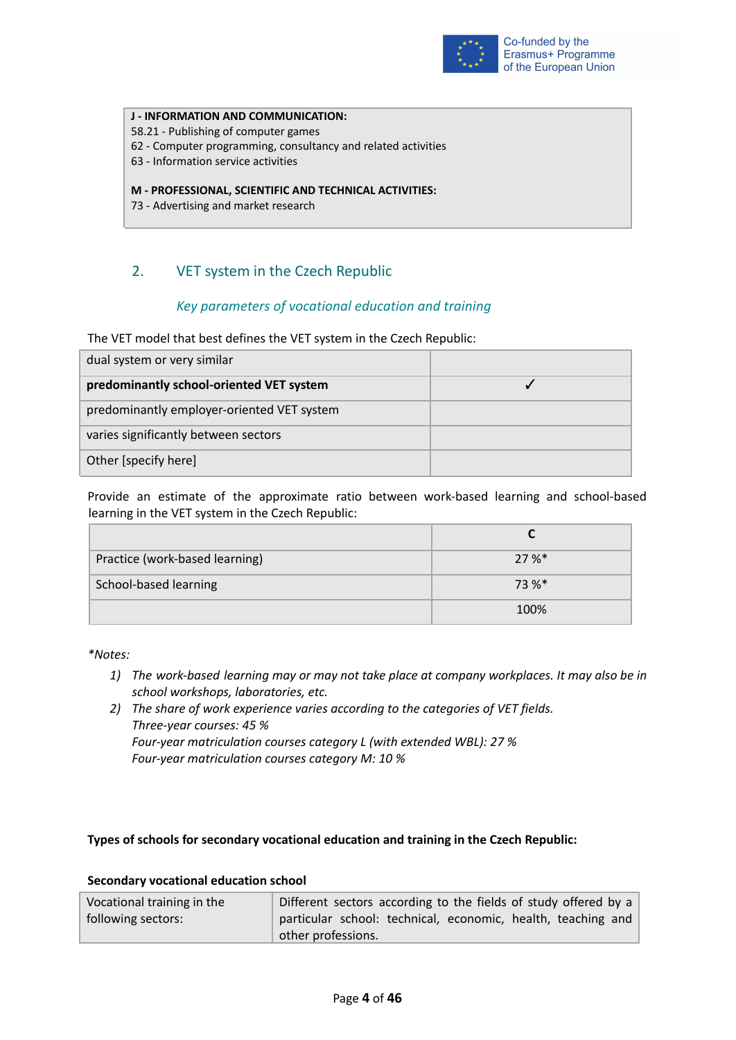| **J - INFORMATION AND COMMUNICATION:**<br>58.21 - Publishing of computer games<br>62 - Computer programming, consultancy and related activities<br>63 - Information service activities<br><br>**M - PROFESSIONAL, SCIENTIFIC AND TECHNICAL ACTIVITIES:**<br>73 - Advertising and market research |
|---|

## 2. VET system in the Czech Republic

### *Key parameters of vocational education and training*

The VET model that best defines the VET system in the Czech Republic:

| | |
|---|---|
| dual system or very similar | |
| **predominantly school-oriented VET system** | ✓ |
| predominantly employer-oriented VET system | |
| varies significantly between sectors | |
| Other [specify here] | |

Provide an estimate of the approximate ratio between work-based learning and school-based learning in the VET system in the Czech Republic:

| | C |
|---|---|
| Practice (work-based learning) | 27 %* |
| School-based learning | 73 %* |
| | 100% |

**Notes:*

1) *The work-based learning may or may not take place at company workplaces. It may also be in school workshops, laboratories, etc.*
2) *The share of work experience varies according to the categories of VET fields.*
   *Three-year courses: 45 %*
   *Four-year matriculation courses category L (with extended WBL): 27 %*
   *Four-year matriculation courses category M: 10 %*

**Types of schools for secondary vocational education and training in the Czech Republic:**

**Secondary vocational education school**

| | |
|---|---|
| Vocational training in the following sectors: | Different sectors according to the fields of study offered by a particular school: technical, economic, health, teaching and other professions. |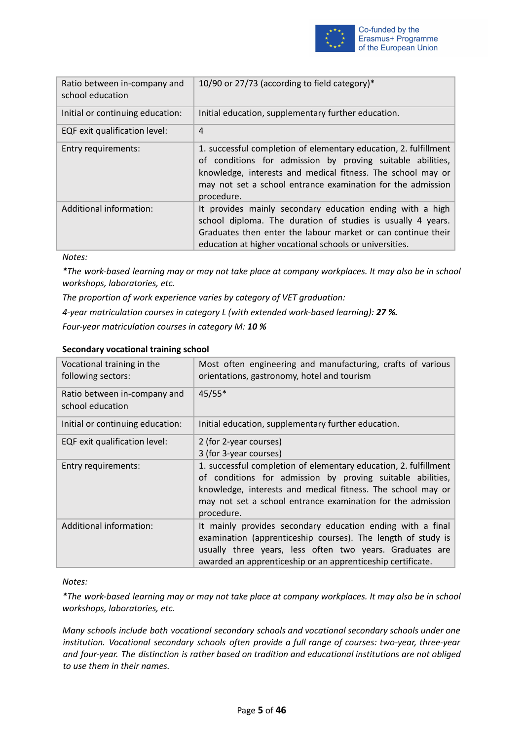| | |
|---|---|
| Ratio between in-company and school education | 10/90 or 27/73 (according to field category)* |
| Initial or continuing education: | Initial education, supplementary further education. |
| EQF exit qualification level: | 4 |
| Entry requirements: | 1. successful completion of elementary education, 2. fulfillment of conditions for admission by proving suitable abilities, knowledge, interests and medical fitness. The school may or may not set a school entrance examination for the admission procedure. |
| Additional information: | It provides mainly secondary education ending with a high school diploma. The duration of studies is usually 4 years. Graduates then enter the labour market or can continue their education at higher vocational schools or universities. |

*Notes:*

*\*The work-based learning may or may not take place at company workplaces. It may also be in school workshops, laboratories, etc.*

*The proportion of work experience varies by category of VET graduation:*

*4-year matriculation courses in category L (with extended work-based learning): **27 %.***

*Four-year matriculation courses in category M: **10 %***

**Secondary vocational training school**

| | |
|---|---|
| Vocational training in the following sectors: | Most often engineering and manufacturing, crafts of various orientations, gastronomy, hotel and tourism |
| Ratio between in-company and school education | 45/55* |
| Initial or continuing education: | Initial education, supplementary further education. |
| EQF exit qualification level: | 2 (for 2-year courses)<br>3 (for 3-year courses) |
| Entry requirements: | 1. successful completion of elementary education, 2. fulfillment of conditions for admission by proving suitable abilities, knowledge, interests and medical fitness. The school may or may not set a school entrance examination for the admission procedure. |
| Additional information: | It mainly provides secondary education ending with a final examination (apprenticeship courses). The length of study is usually three years, less often two years. Graduates are awarded an apprenticeship or an apprenticeship certificate. |

*Notes:*

*\*The work-based learning may or may not take place at company workplaces. It may also be in school workshops, laboratories, etc.*

*Many schools include both vocational secondary schools and vocational secondary schools under one institution. Vocational secondary schools often provide a full range of courses: two-year, three-year and four-year. The distinction is rather based on tradition and educational institutions are not obliged to use them in their names.*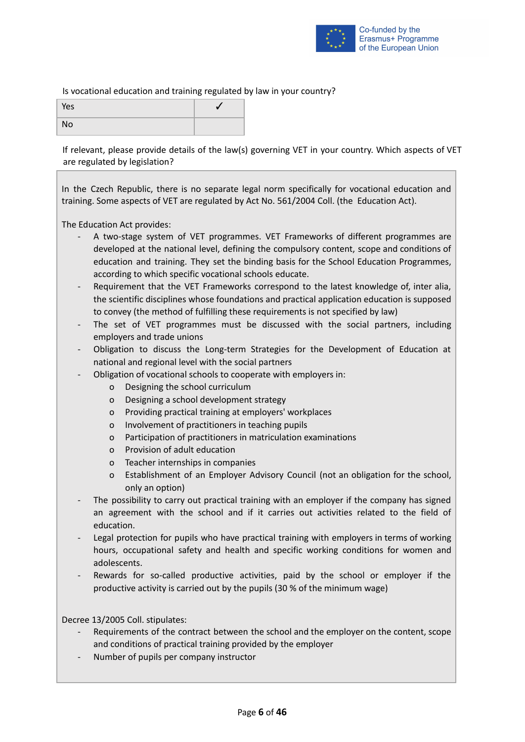Is vocational education and training regulated by law in your country?

| Yes | ✓ |
|---|---|
| No | |

If relevant, please provide details of the law(s) governing VET in your country. Which aspects of VET are regulated by legislation?

In the Czech Republic, there is no separate legal norm specifically for vocational education and training. Some aspects of VET are regulated by Act No. 561/2004 Coll. (the Education Act).

The Education Act provides:

- A two-stage system of VET programmes. VET Frameworks of different programmes are developed at the national level, defining the compulsory content, scope and conditions of education and training. They set the binding basis for the School Education Programmes, according to which specific vocational schools educate.
- Requirement that the VET Frameworks correspond to the latest knowledge of, inter alia, the scientific disciplines whose foundations and practical application education is supposed to convey (the method of fulfilling these requirements is not specified by law)
- The set of VET programmes must be discussed with the social partners, including employers and trade unions
- Obligation to discuss the Long-term Strategies for the Development of Education at national and regional level with the social partners
- Obligation of vocational schools to cooperate with employers in:
  - Designing the school curriculum
  - Designing a school development strategy
  - Providing practical training at employers' workplaces
  - Involvement of practitioners in teaching pupils
  - Participation of practitioners in matriculation examinations
  - Provision of adult education
  - Teacher internships in companies
  - Establishment of an Employer Advisory Council (not an obligation for the school, only an option)
- The possibility to carry out practical training with an employer if the company has signed an agreement with the school and if it carries out activities related to the field of education.
- Legal protection for pupils who have practical training with employers in terms of working hours, occupational safety and health and specific working conditions for women and adolescents.
- Rewards for so-called productive activities, paid by the school or employer if the productive activity is carried out by the pupils (30 % of the minimum wage)

Decree 13/2005 Coll. stipulates:

- Requirements of the contract between the school and the employer on the content, scope and conditions of practical training provided by the employer
- Number of pupils per company instructor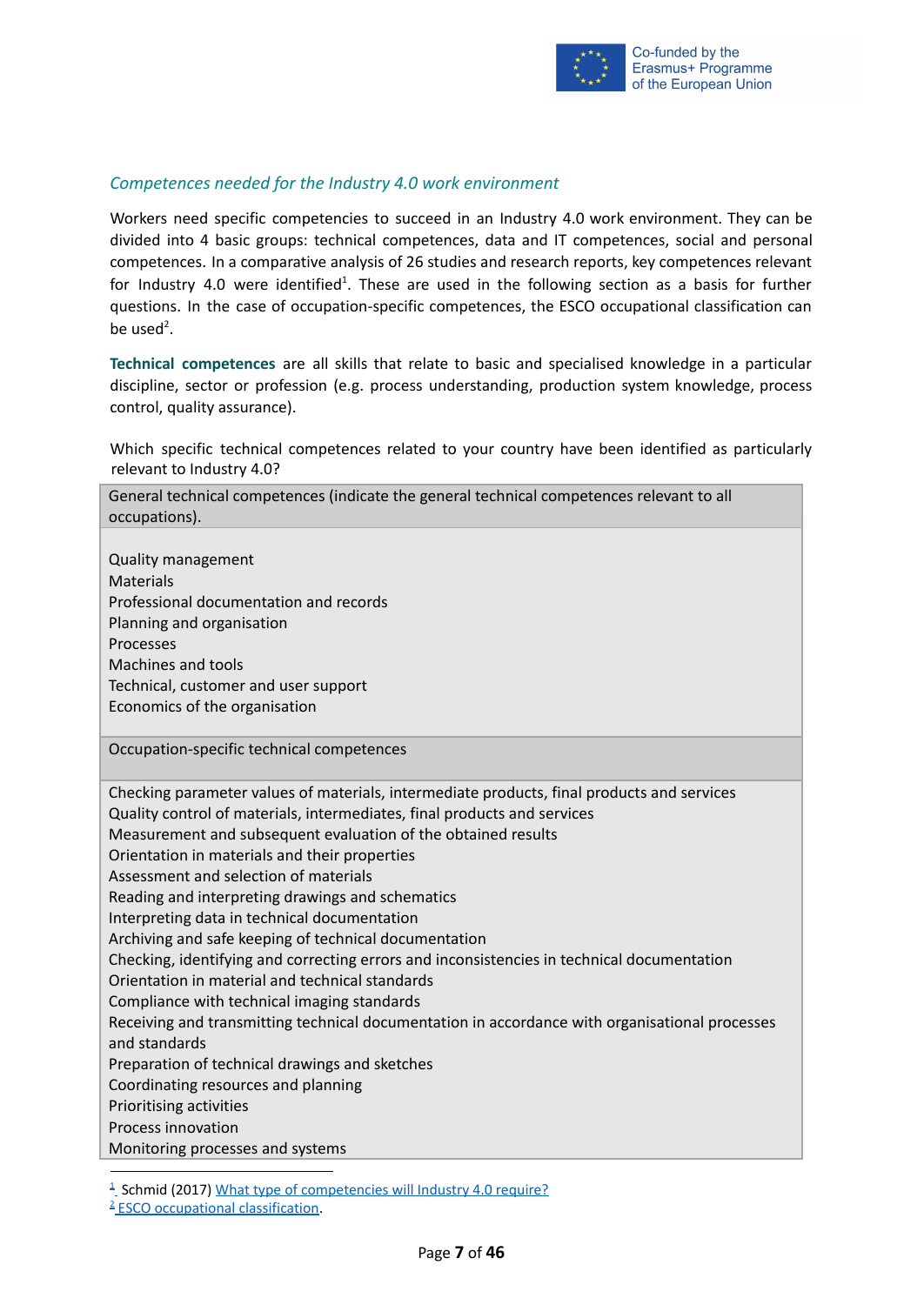*Competences needed for the Industry 4.0 work environment*

Workers need specific competences to succeed in an Industry 4.0 work environment. They can be divided into 4 basic groups: technical competences, data and IT competences, social and personal competences. In a comparative analysis of 26 studies and research reports, key competences relevant for Industry 4.0 were identified[1]. These are used in the following section as a basis for further questions. In the case of occupation-specific competences, the ESCO occupational classification can be used[2].

**Technical competences** are all skills that relate to basic and specialised knowledge in a particular discipline, sector or profession (e.g. process understanding, production system knowledge, process control, quality assurance).

Which specific technical competences related to your country have been identified as particularly relevant to Industry 4.0?

| General technical competences (indicate the general technical competences relevant to all occupations). |
|---|
| Quality management<br>Materials<br>Professional documentation and records<br>Planning and organisation<br>Processes<br>Machines and tools<br>Technical, customer and user support<br>Economics of the organisation |
| Occupation-specific technical competences |
| Checking parameter values of materials, intermediate products, final products and services<br>Quality control of materials, intermediates, final products and services<br>Measurement and subsequent evaluation of the obtained results<br>Orientation in materials and their properties<br>Assessment and selection of materials<br>Reading and interpreting drawings and schematics<br>Interpreting data in technical documentation<br>Archiving and safe keeping of technical documentation<br>Checking, identifying and correcting errors and inconsistencies in technical documentation<br>Orientation in material and technical standards<br>Compliance with technical imaging standards<br>Receiving and transmitting technical documentation in accordance with organisational processes and standards<br>Preparation of technical drawings and sketches<br>Coordinating resources and planning<br>Prioritising activities<br>Process innovation<br>Monitoring processes and systems |

[1] Schmid (2017) [What type of competencies will Industry 4.0 require?]

[2] [ESCO occupational classification].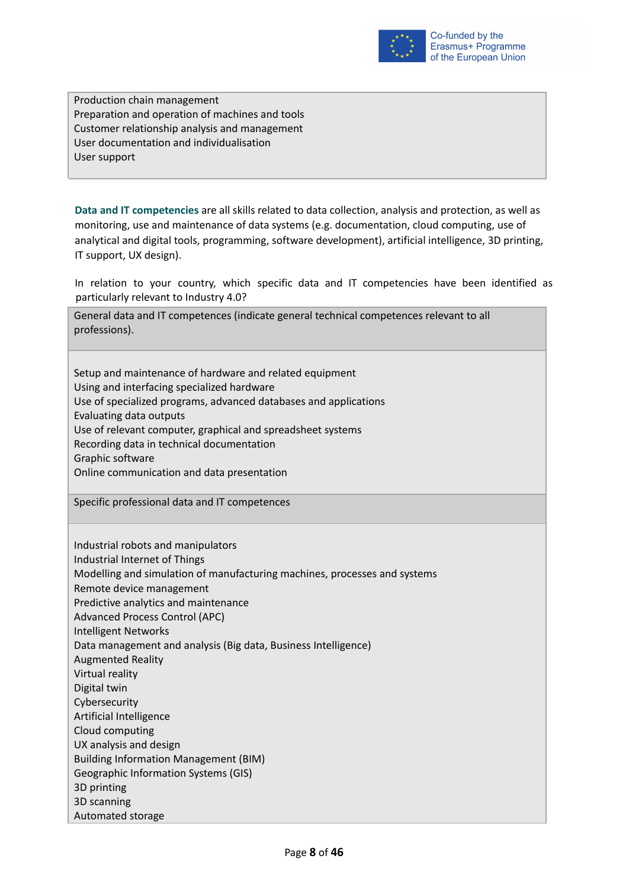| Production chain management<br>Preparation and operation of machines and tools<br>Customer relationship analysis and management<br>User documentation and individualisation<br>User support |
|---|

**Data and IT competencies** are all skills related to data collection, analysis and protection, as well as monitoring, use and maintenance of data systems (e.g. documentation, cloud computing, use of analytical and digital tools, programming, software development), artificial intelligence, 3D printing, IT support, UX design).

In relation to your country, which specific data and IT competencies have been identified as particularly relevant to Industry 4.0?

| General data and IT competences (indicate general technical competences relevant to all professions). |
|---|
| Setup and maintenance of hardware and related equipment<br>Using and interfacing specialized hardware<br>Use of specialized programs, advanced databases and applications<br>Evaluating data outputs<br>Use of relevant computer, graphical and spreadsheet systems<br>Recording data in technical documentation<br>Graphic software<br>Online communication and data presentation |
| Specific professional data and IT competences |
| Industrial robots and manipulators<br>Industrial Internet of Things<br>Modelling and simulation of manufacturing machines, processes and systems<br>Remote device management<br>Predictive analytics and maintenance<br>Advanced Process Control (APC)<br>Intelligent Networks<br>Data management and analysis (Big data, Business Intelligence)<br>Augmented Reality<br>Virtual reality<br>Digital twin<br>Cybersecurity<br>Artificial Intelligence<br>Cloud computing<br>UX analysis and design<br>Building Information Management (BIM)<br>Geographic Information Systems (GIS)<br>3D printing<br>3D scanning<br>Automated storage |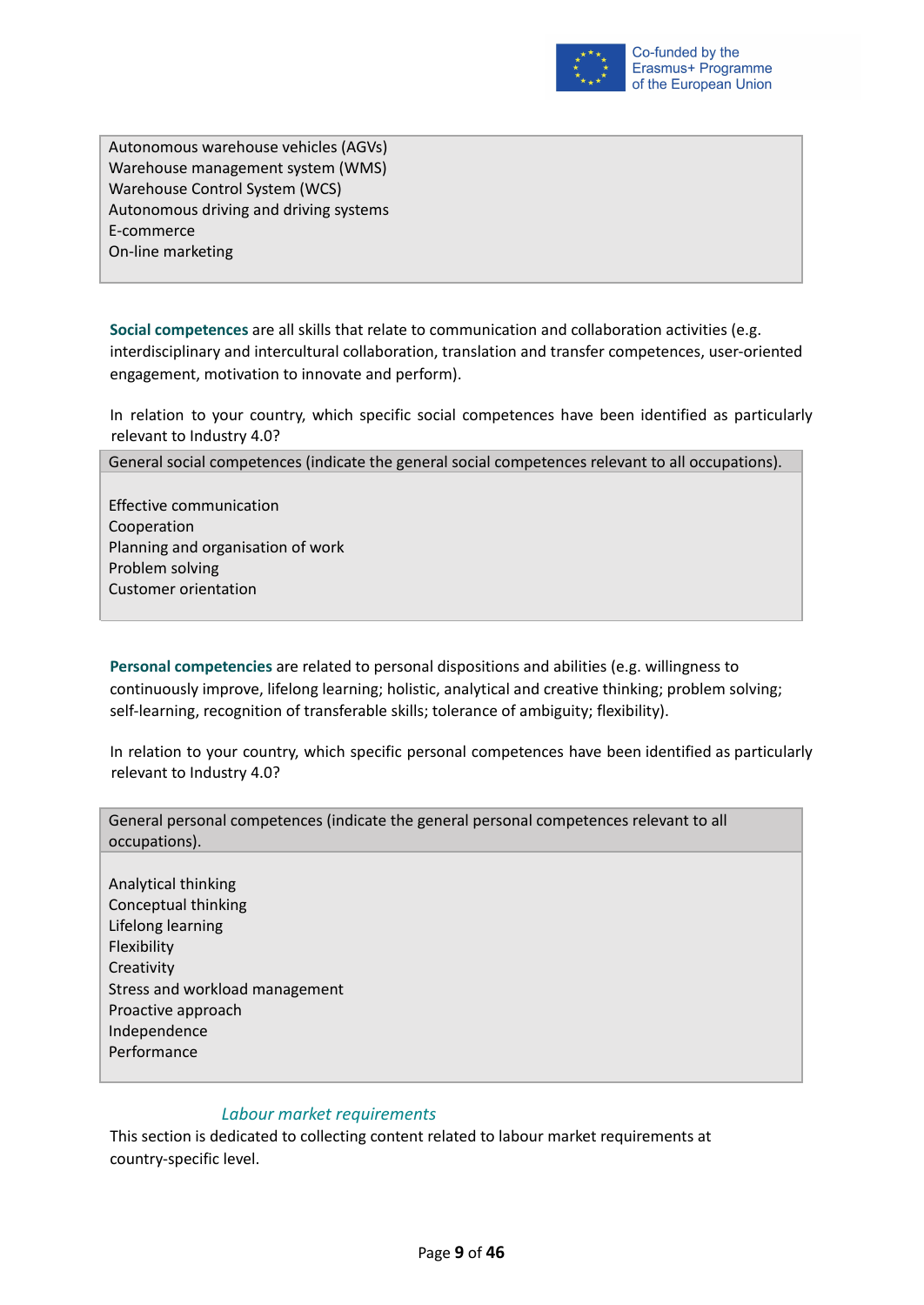| Autonomous warehouse vehicles (AGVs)<br>Warehouse management system (WMS)<br>Warehouse Control System (WCS)<br>Autonomous driving and driving systems<br>E-commerce<br>On-line marketing |
|---|

**Social competences** are all skills that relate to communication and collaboration activities (e.g. interdisciplinary and intercultural collaboration, translation and transfer competences, user-oriented engagement, motivation to innovate and perform).

In relation to your country, which specific social competences have been identified as particularly relevant to Industry 4.0?

| General social competences (indicate the general social competences relevant to all occupations). |
|---|
| Effective communication<br>Cooperation<br>Planning and organisation of work<br>Problem solving<br>Customer orientation |

**Personal competencies** are related to personal dispositions and abilities (e.g. willingness to continuously improve, lifelong learning; holistic, analytical and creative thinking; problem solving; self-learning, recognition of transferable skills; tolerance of ambiguity; flexibility).

In relation to your country, which specific personal competences have been identified as particularly relevant to Industry 4.0?

| General personal competences (indicate the general personal competences relevant to all occupations). |
|---|
| Analytical thinking<br>Conceptual thinking<br>Lifelong learning<br>Flexibility<br>Creativity<br>Stress and workload management<br>Proactive approach<br>Independence<br>Performance |

### *Labour market requirements*

This section is dedicated to collecting content related to labour market requirements at country-specific level.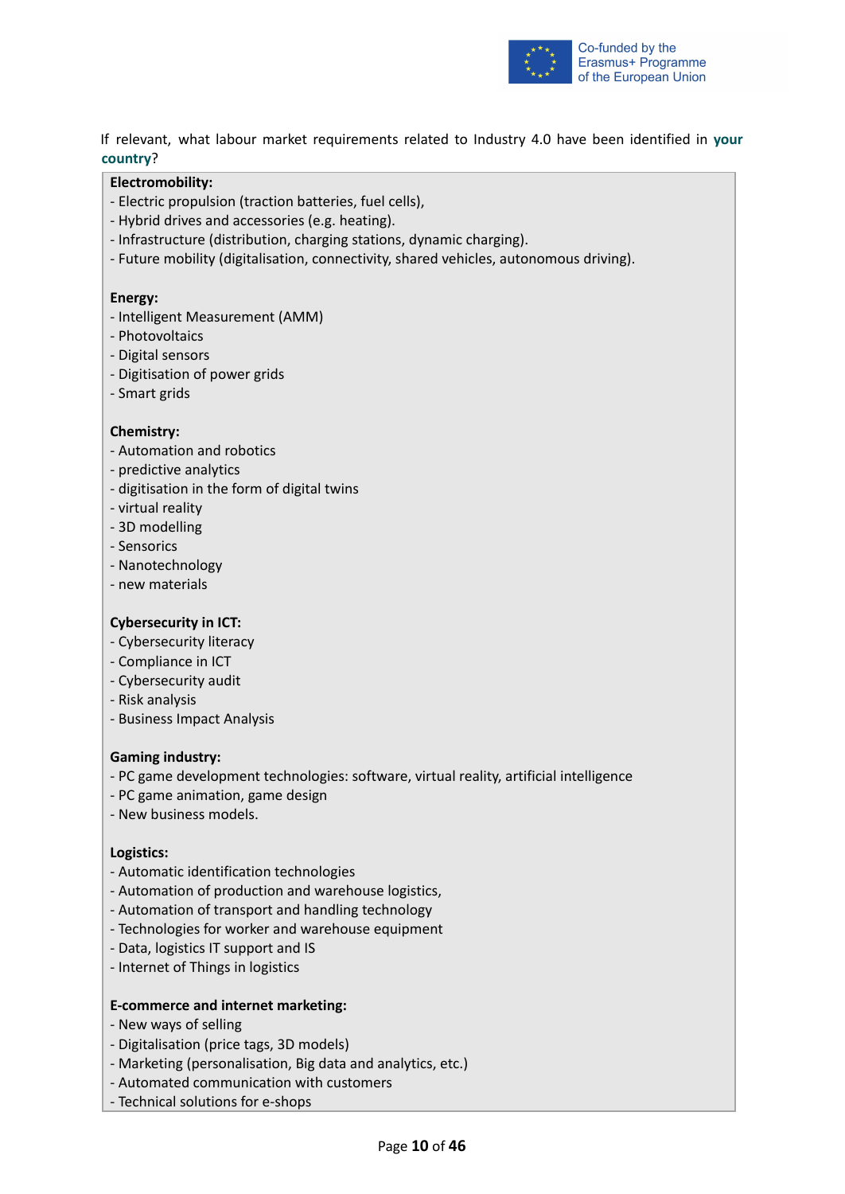If relevant, what labour market requirements related to Industry 4.0 have been identified in **your country**?

**Electromobility:**
- Electric propulsion (traction batteries, fuel cells),
- Hybrid drives and accessories (e.g. heating).
- Infrastructure (distribution, charging stations, dynamic charging).
- Future mobility (digitalisation, connectivity, shared vehicles, autonomous driving).

**Energy:**
- Intelligent Measurement (AMM)
- Photovoltaics
- Digital sensors
- Digitisation of power grids
- Smart grids

**Chemistry:**
- Automation and robotics
- predictive analytics
- digitisation in the form of digital twins
- virtual reality
- 3D modelling
- Sensorics
- Nanotechnology
- new materials

**Cybersecurity in ICT:**
- Cybersecurity literacy
- Compliance in ICT
- Cybersecurity audit
- Risk analysis
- Business Impact Analysis

**Gaming industry:**
- PC game development technologies: software, virtual reality, artificial intelligence
- PC game animation, game design
- New business models.

**Logistics:**
- Automatic identification technologies
- Automation of production and warehouse logistics,
- Automation of transport and handling technology
- Technologies for worker and warehouse equipment
- Data, logistics IT support and IS
- Internet of Things in logistics

**E-commerce and internet marketing:**
- New ways of selling
- Digitalisation (price tags, 3D models)
- Marketing (personalisation, Big data and analytics, etc.)
- Automated communication with customers
- Technical solutions for e-shops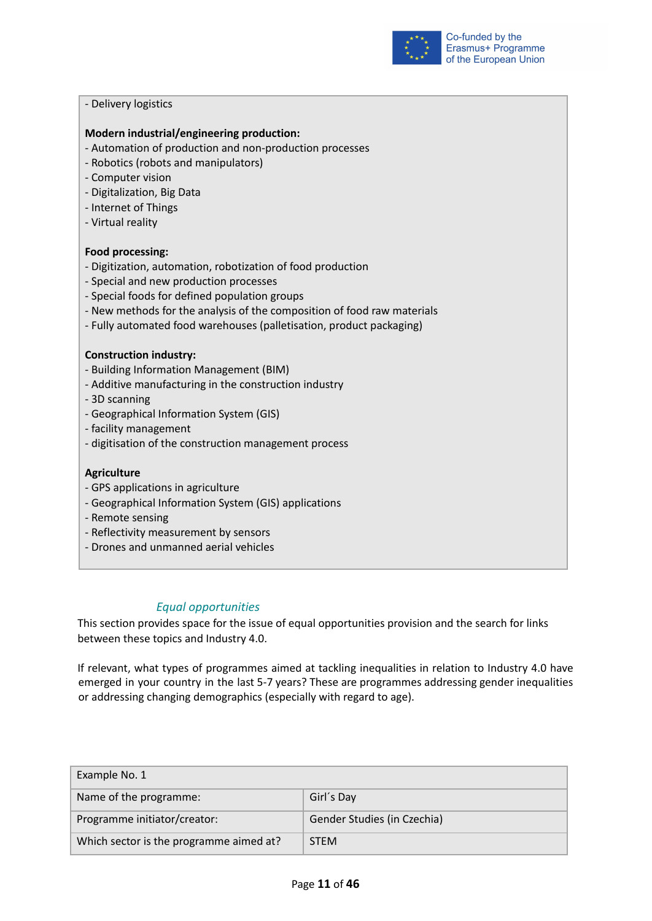- Delivery logistics

**Modern industrial/engineering production:**
- Automation of production and non-production processes
- Robotics (robots and manipulators)
- Computer vision
- Digitalization, Big Data
- Internet of Things
- Virtual reality

**Food processing:**
- Digitization, automation, robotization of food production
- Special and new production processes
- Special foods for defined population groups
- New methods for the analysis of the composition of food raw materials
- Fully automated food warehouses (palletisation, product packaging)

**Construction industry:**
- Building Information Management (BIM)
- Additive manufacturing in the construction industry
- 3D scanning
- Geographical Information System (GIS)
- facility management
- digitisation of the construction management process

**Agriculture**
- GPS applications in agriculture
- Geographical Information System (GIS) applications
- Remote sensing
- Reflectivity measurement by sensors
- Drones and unmanned aerial vehicles

### *Equal opportunities*

This section provides space for the issue of equal opportunities provision and the search for links between these topics and Industry 4.0.

If relevant, what types of programmes aimed at tackling inequalities in relation to Industry 4.0 have emerged in your country in the last 5-7 years? These are programmes addressing gender inequalities or addressing changing demographics (especially with regard to age).

| Example No. 1 | |
|---|---|
| Name of the programme: | Girl´s Day |
| Programme initiator/creator: | Gender Studies (in Czechia) |
| Which sector is the programme aimed at? | STEM |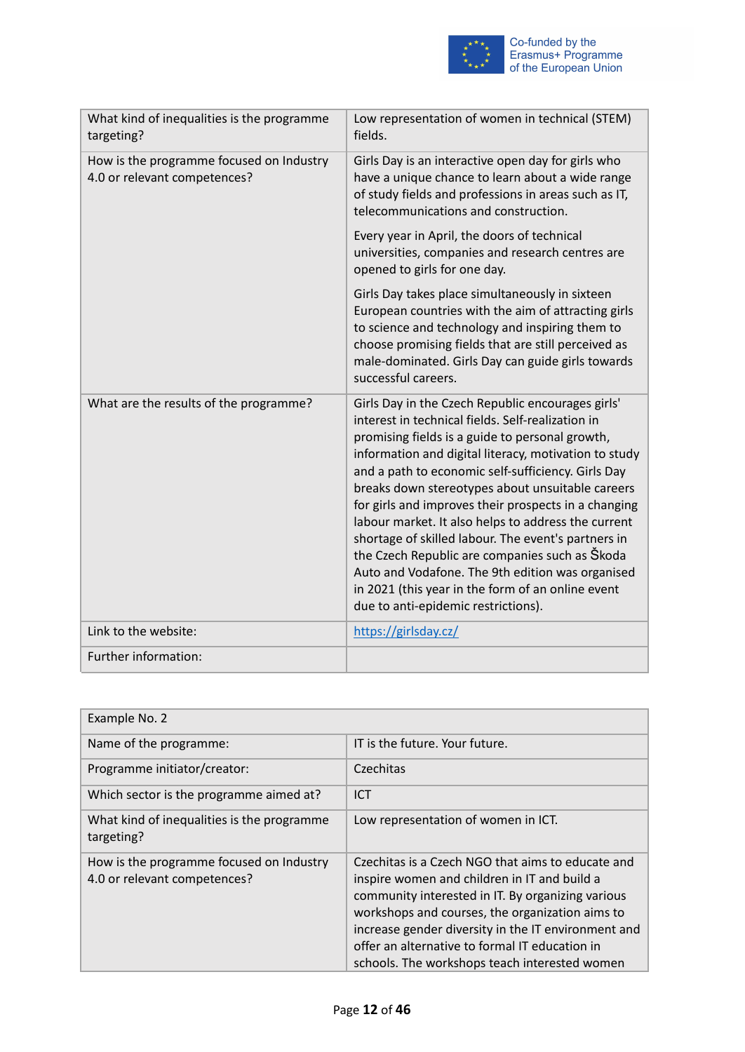| | |
|---|---|
| What kind of inequalities is the programme targeting? | Low representation of women in technical (STEM) fields. |
| How is the programme focused on Industry 4.0 or relevant competences? | Girls Day is an interactive open day for girls who have a unique chance to learn about a wide range of study fields and professions in areas such as IT, telecommunications and construction. Every year in April, the doors of technical universities, companies and research centres are opened to girls for one day. Girls Day takes place simultaneously in sixteen European countries with the aim of attracting girls to science and technology and inspiring them to choose promising fields that are still perceived as male-dominated. Girls Day can guide girls towards successful careers. |
| What are the results of the programme? | Girls Day in the Czech Republic encourages girls' interest in technical fields. Self-realization in promising fields is a guide to personal growth, information and digital literacy, motivation to study and a path to economic self-sufficiency. Girls Day breaks down stereotypes about unsuitable careers for girls and improves their prospects in a changing labour market. It also helps to address the current shortage of skilled labour. The event's partners in the Czech Republic are companies such as Škoda Auto and Vodafone. The 9th edition was organised in 2021 (this year in the form of an online event due to anti-epidemic restrictions). |
| Link to the website: | https://girlsday.cz/ |
| Further information: | |

| Example No. 2 | |
|---|---|
| Name of the programme: | IT is the future. Your future. |
| Programme initiator/creator: | Czechitas |
| Which sector is the programme aimed at? | ICT |
| What kind of inequalities is the programme targeting? | Low representation of women in ICT. |
| How is the programme focused on Industry 4.0 or relevant competences? | Czechitas is a Czech NGO that aims to educate and inspire women and children in IT and build a community interested in IT. By organizing various workshops and courses, the organization aims to increase gender diversity in the IT environment and offer an alternative to formal IT education in schools. The workshops teach interested women |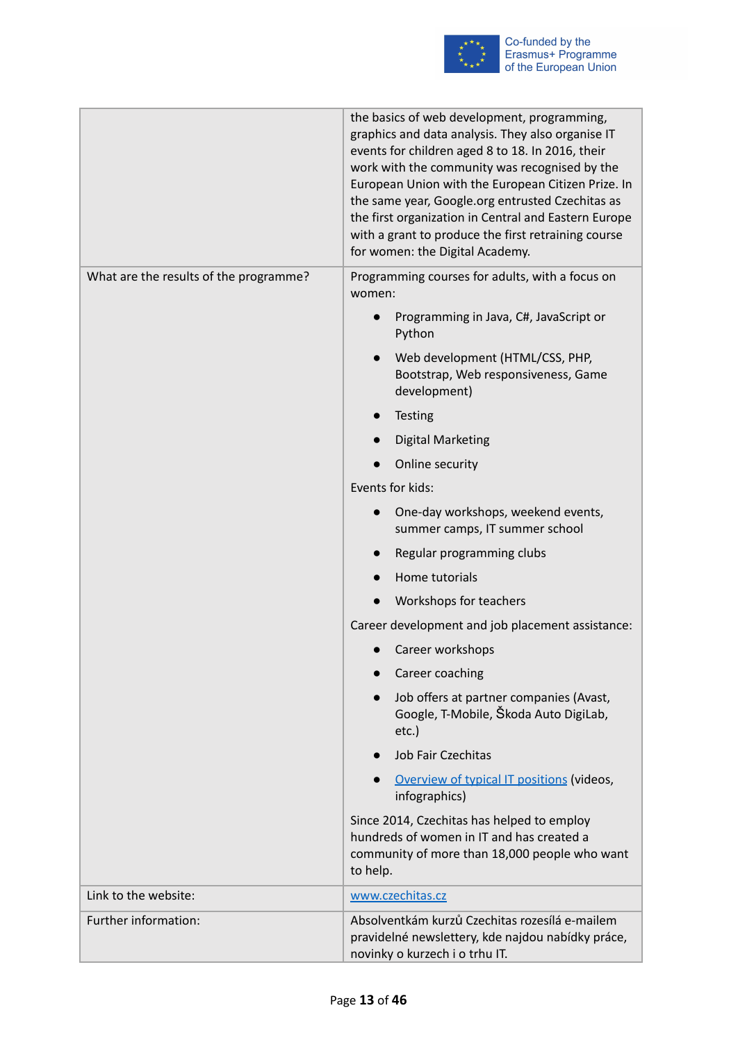| | |
|---|---|
| | the basics of web development, programming, graphics and data analysis. They also organise IT events for children aged 8 to 18. In 2016, their work with the community was recognised by the European Union with the European Citizen Prize. In the same year, Google.org entrusted Czechitas as the first organization in Central and Eastern Europe with a grant to produce the first retraining course for women: the Digital Academy. |
| What are the results of the programme? | Programming courses for adults, with a focus on women:<br>• Programming in Java, C#, JavaScript or Python<br>• Web development (HTML/CSS, PHP, Bootstrap, Web responsiveness, Game development)<br>• Testing<br>• Digital Marketing<br>• Online security<br>Events for kids:<br>• One-day workshops, weekend events, summer camps, IT summer school<br>• Regular programming clubs<br>• Home tutorials<br>• Workshops for teachers<br>Career development and job placement assistance:<br>• Career workshops<br>• Career coaching<br>• Job offers at partner companies (Avast, Google, T-Mobile, Škoda Auto DigiLab, etc.)<br>• Job Fair Czechitas<br>• Overview of typical IT positions (videos, infographics)<br>Since 2014, Czechitas has helped to employ hundreds of women in IT and has created a community of more than 18,000 people who want to help. |
| Link to the website: | www.czechitas.cz |
| Further information: | Absolventkám kurzů Czechitas rozesílá e-mailem pravidelné newslettery, kde najdou nabídky práce, novinky o kurzech i o trhu IT. |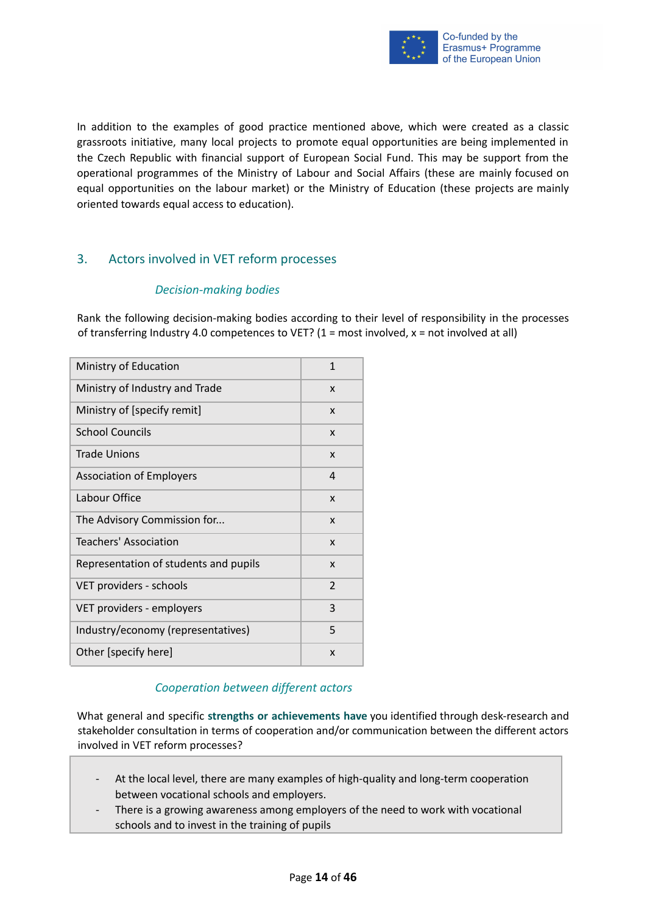In addition to the examples of good practice mentioned above, which were created as a classic grassroots initiative, many local projects to promote equal opportunities are being implemented in the Czech Republic with financial support of European Social Fund. This may be support from the operational programmes of the Ministry of Labour and Social Affairs (these are mainly focused on equal opportunities on the labour market) or the Ministry of Education (these projects are mainly oriented towards equal access to education).

## 3. Actors involved in VET reform processes

### *Decision-making bodies*

Rank the following decision-making bodies according to their level of responsibility in the processes of transferring Industry 4.0 competences to VET? (1 = most involved, x = not involved at all)

| Body | Rank |
|---|---|
| Ministry of Education | 1 |
| Ministry of Industry and Trade | x |
| Ministry of [specify remit] | x |
| School Councils | x |
| Trade Unions | x |
| Association of Employers | 4 |
| Labour Office | x |
| The Advisory Commission for... | x |
| Teachers' Association | x |
| Representation of students and pupils | x |
| VET providers - schools | 2 |
| VET providers - employers | 3 |
| Industry/economy (representatives) | 5 |
| Other [specify here] | x |

### *Cooperation between different actors*

What general and specific **strengths or achievements have** you identified through desk-research and stakeholder consultation in terms of cooperation and/or communication between the different actors involved in VET reform processes?

- At the local level, there are many examples of high-quality and long-term cooperation between vocational schools and employers.
- There is a growing awareness among employers of the need to work with vocational schools and to invest in the training of pupils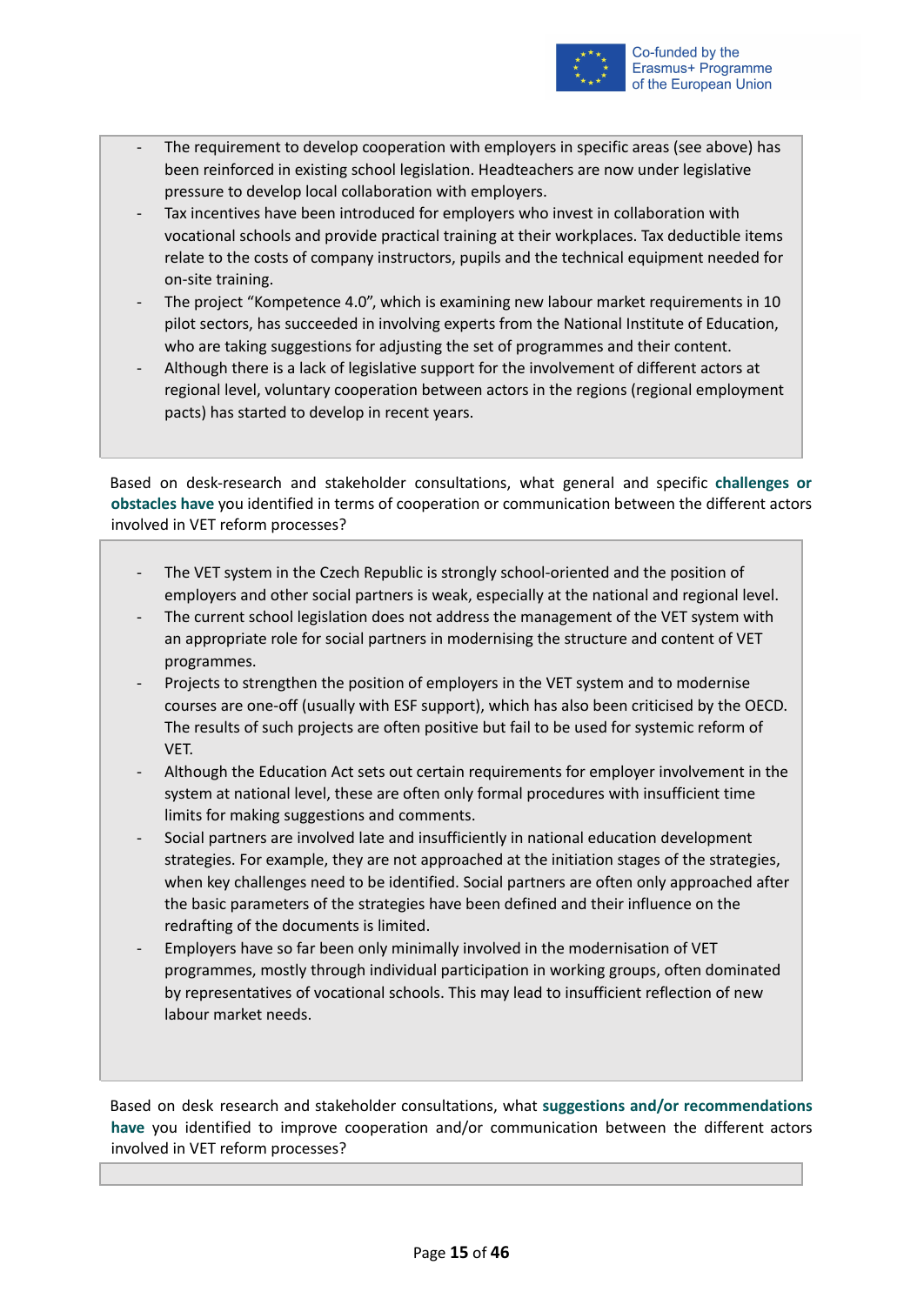- The requirement to develop cooperation with employers in specific areas (see above) has been reinforced in existing school legislation. Headteachers are now under legislative pressure to develop local collaboration with employers.
- Tax incentives have been introduced for employers who invest in collaboration with vocational schools and provide practical training at their workplaces. Tax deductible items relate to the costs of company instructors, pupils and the technical equipment needed for on-site training.
- The project "Kompetence 4.0", which is examining new labour market requirements in 10 pilot sectors, has succeeded in involving experts from the National Institute of Education, who are taking suggestions for adjusting the set of programmes and their content.
- Although there is a lack of legislative support for the involvement of different actors at regional level, voluntary cooperation between actors in the regions (regional employment pacts) has started to develop in recent years.

Based on desk-research and stakeholder consultations, what general and specific **challenges or obstacles have** you identified in terms of cooperation or communication between the different actors involved in VET reform processes?

- The VET system in the Czech Republic is strongly school-oriented and the position of employers and other social partners is weak, especially at the national and regional level.
- The current school legislation does not address the management of the VET system with an appropriate role for social partners in modernising the structure and content of VET programmes.
- Projects to strengthen the position of employers in the VET system and to modernise courses are one-off (usually with ESF support), which has also been criticised by the OECD. The results of such projects are often positive but fail to be used for systemic reform of VET.
- Although the Education Act sets out certain requirements for employer involvement in the system at national level, these are often only formal procedures with insufficient time limits for making suggestions and comments.
- Social partners are involved late and insufficiently in national education development strategies. For example, they are not approached at the initiation stages of the strategies, when key challenges need to be identified. Social partners are often only approached after the basic parameters of the strategies have been defined and their influence on the redrafting of the documents is limited.
- Employers have so far been only minimally involved in the modernisation of VET programmes, mostly through individual participation in working groups, often dominated by representatives of vocational schools. This may lead to insufficient reflection of new labour market needs.

Based on desk research and stakeholder consultations, what **suggestions and/or recommendations have** you identified to improve cooperation and/or communication between the different actors involved in VET reform processes?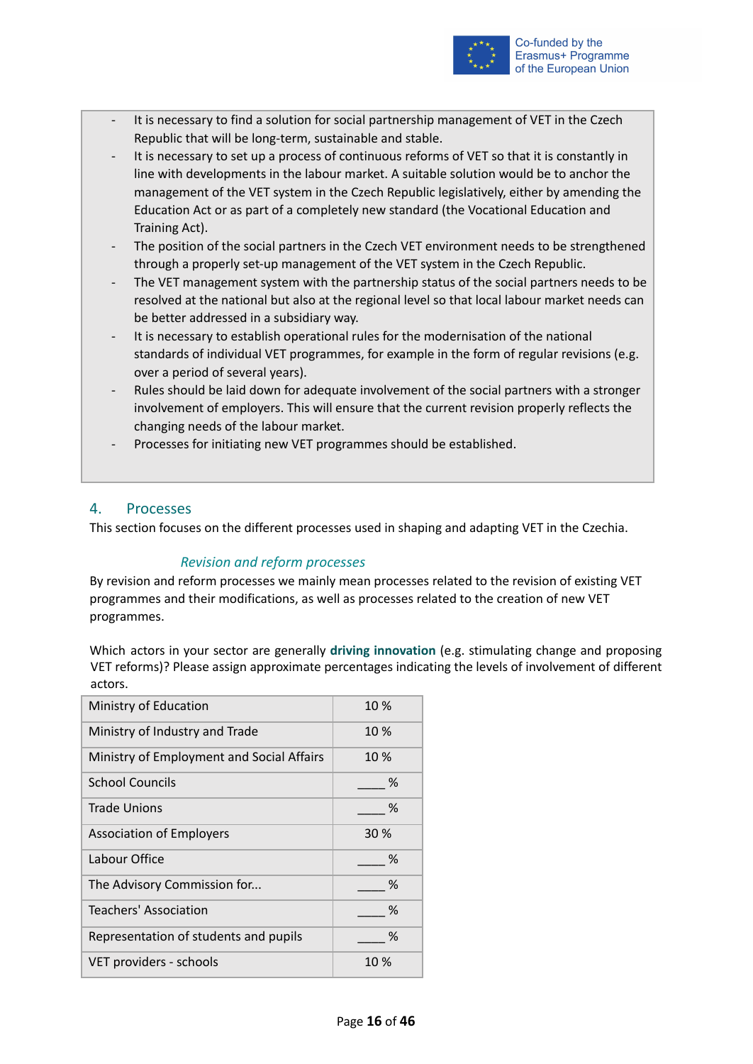- It is necessary to find a solution for social partnership management of VET in the Czech Republic that will be long-term, sustainable and stable.
- It is necessary to set up a process of continuous reforms of VET so that it is constantly in line with developments in the labour market. A suitable solution would be to anchor the management of the VET system in the Czech Republic legislatively, either by amending the Education Act or as part of a completely new standard (the Vocational Education and Training Act).
- The position of the social partners in the Czech VET environment needs to be strengthened through a properly set-up management of the VET system in the Czech Republic.
- The VET management system with the partnership status of the social partners needs to be resolved at the national but also at the regional level so that local labour market needs can be better addressed in a subsidiary way.
- It is necessary to establish operational rules for the modernisation of the national standards of individual VET programmes, for example in the form of regular revisions (e.g. over a period of several years).
- Rules should be laid down for adequate involvement of the social partners with a stronger involvement of employers. This will ensure that the current revision properly reflects the changing needs of the labour market.
- Processes for initiating new VET programmes should be established.

## 4. Processes

This section focuses on the different processes used in shaping and adapting VET in the Czechia.

### *Revision and reform processes*

By revision and reform processes we mainly mean processes related to the revision of existing VET programmes and their modifications, as well as processes related to the creation of new VET programmes.

Which actors in your sector are generally **driving innovation** (e.g. stimulating change and proposing VET reforms)? Please assign approximate percentages indicating the levels of involvement of different actors.

| Actor | % |
|---|---|
| Ministry of Education | 10 % |
| Ministry of Industry and Trade | 10 % |
| Ministry of Employment and Social Affairs | 10 % |
| School Councils | ____ % |
| Trade Unions | ____ % |
| Association of Employers | 30 % |
| Labour Office | ____ % |
| The Advisory Commission for... | ____ % |
| Teachers' Association | ____ % |
| Representation of students and pupils | ____ % |
| VET providers - schools | 10 % |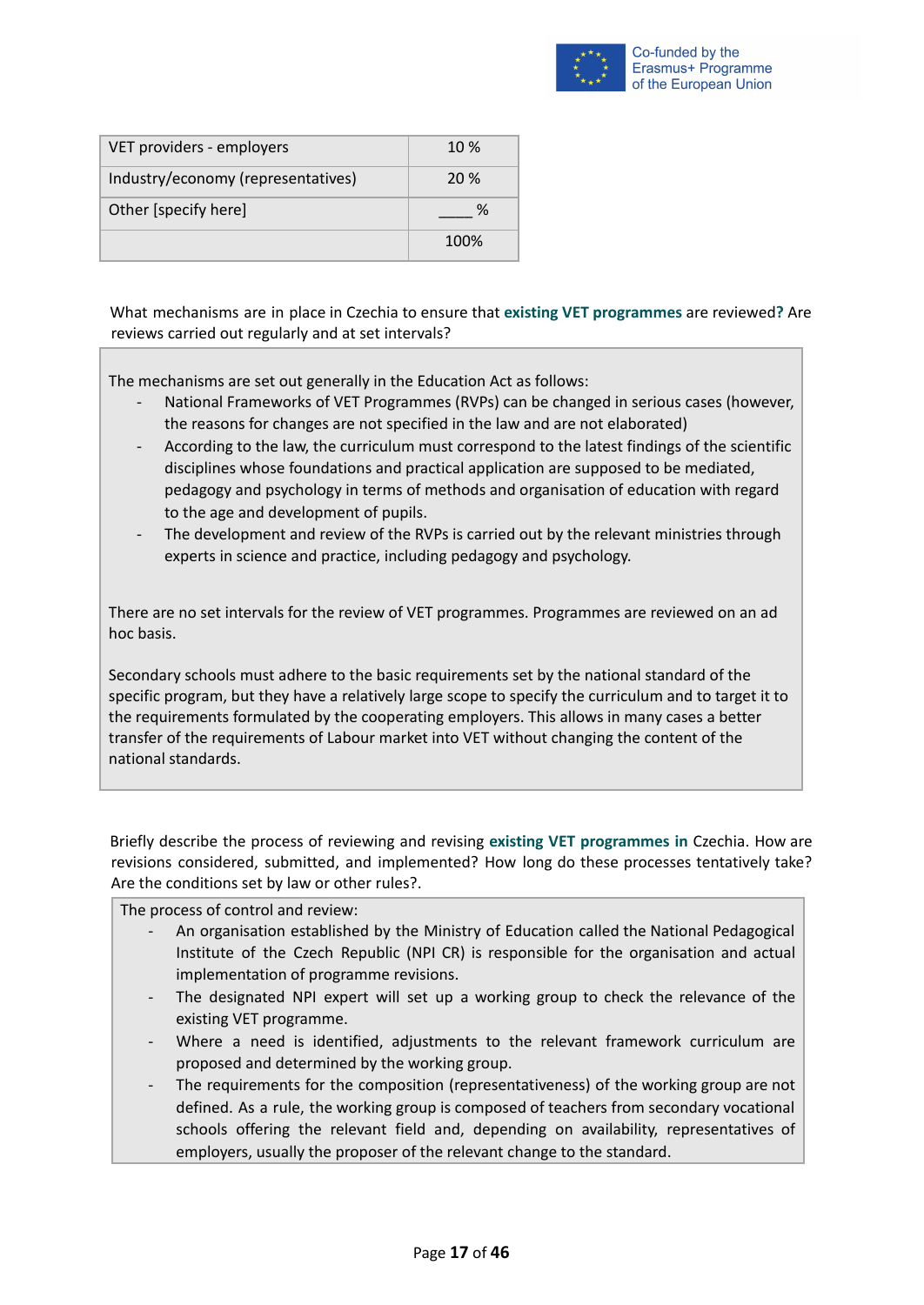| VET providers - employers | 10 % |
| --- | --- |
| Industry/economy (representatives) | 20 % |
| Other [specify here] | ____ % |
| | 100% |

What mechanisms are in place in Czechia to ensure that **existing VET programmes** are reviewed**?** Are reviews carried out regularly and at set intervals?

The mechanisms are set out generally in the Education Act as follows:

- National Frameworks of VET Programmes (RVPs) can be changed in serious cases (however, the reasons for changes are not specified in the law and are not elaborated)
- According to the law, the curriculum must correspond to the latest findings of the scientific disciplines whose foundations and practical application are supposed to be mediated, pedagogy and psychology in terms of methods and organisation of education with regard to the age and development of pupils.
- The development and review of the RVPs is carried out by the relevant ministries through experts in science and practice, including pedagogy and psychology.

There are no set intervals for the review of VET programmes. Programmes are reviewed on an ad hoc basis.

Secondary schools must adhere to the basic requirements set by the national standard of the specific program, but they have a relatively large scope to specify the curriculum and to target it to the requirements formulated by the cooperating employers. This allows in many cases a better transfer of the requirements of Labour market into VET without changing the content of the national standards.

Briefly describe the process of reviewing and revising **existing VET programmes in** Czechia. How are revisions considered, submitted, and implemented? How long do these processes tentatively take? Are the conditions set by law or other rules?.

The process of control and review:

- An organisation established by the Ministry of Education called the National Pedagogical Institute of the Czech Republic (NPI CR) is responsible for the organisation and actual implementation of programme revisions.
- The designated NPI expert will set up a working group to check the relevance of the existing VET programme.
- Where a need is identified, adjustments to the relevant framework curriculum are proposed and determined by the working group.
- The requirements for the composition (representativeness) of the working group are not defined. As a rule, the working group is composed of teachers from secondary vocational schools offering the relevant field and, depending on availability, representatives of employers, usually the proposer of the relevant change to the standard.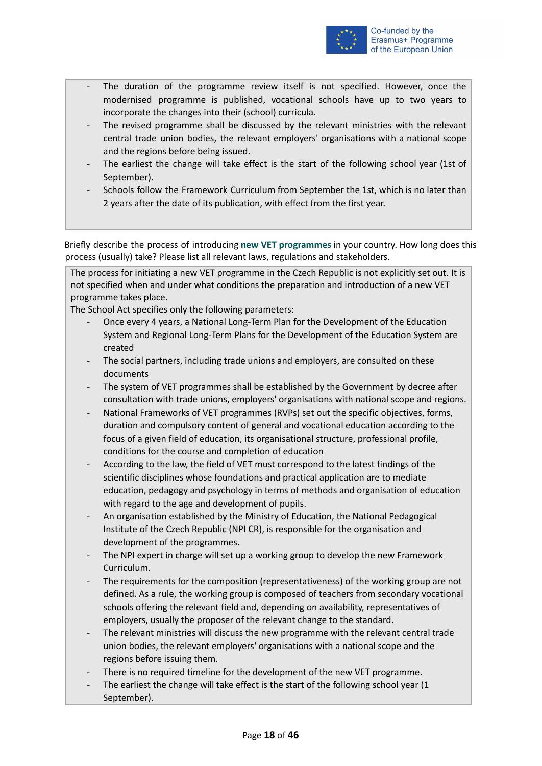- The duration of the programme review itself is not specified. However, once the modernised programme is published, vocational schools have up to two years to incorporate the changes into their (school) curricula.
- The revised programme shall be discussed by the relevant ministries with the relevant central trade union bodies, the relevant employers' organisations with a national scope and the regions before being issued.
- The earliest the change will take effect is the start of the following school year (1st of September).
- Schools follow the Framework Curriculum from September the 1st, which is no later than 2 years after the date of its publication, with effect from the first year.

Briefly describe the process of introducing **new VET programmes** in your country. How long does this process (usually) take? Please list all relevant laws, regulations and stakeholders.

The process for initiating a new VET programme in the Czech Republic is not explicitly set out. It is not specified when and under what conditions the preparation and introduction of a new VET programme takes place.

The School Act specifies only the following parameters:

- Once every 4 years, a National Long-Term Plan for the Development of the Education System and Regional Long-Term Plans for the Development of the Education System are created
- The social partners, including trade unions and employers, are consulted on these documents
- The system of VET programmes shall be established by the Government by decree after consultation with trade unions, employers' organisations with national scope and regions.
- National Frameworks of VET programmes (RVPs) set out the specific objectives, forms, duration and compulsory content of general and vocational education according to the focus of a given field of education, its organisational structure, professional profile, conditions for the course and completion of education
- According to the law, the field of VET must correspond to the latest findings of the scientific disciplines whose foundations and practical application are to mediate education, pedagogy and psychology in terms of methods and organisation of education with regard to the age and development of pupils.
- An organisation established by the Ministry of Education, the National Pedagogical Institute of the Czech Republic (NPI CR), is responsible for the organisation and development of the programmes.
- The NPI expert in charge will set up a working group to develop the new Framework Curriculum.
- The requirements for the composition (representativeness) of the working group are not defined. As a rule, the working group is composed of teachers from secondary vocational schools offering the relevant field and, depending on availability, representatives of employers, usually the proposer of the relevant change to the standard.
- The relevant ministries will discuss the new programme with the relevant central trade union bodies, the relevant employers' organisations with a national scope and the regions before issuing them.
- There is no required timeline for the development of the new VET programme.
- The earliest the change will take effect is the start of the following school year (1 September).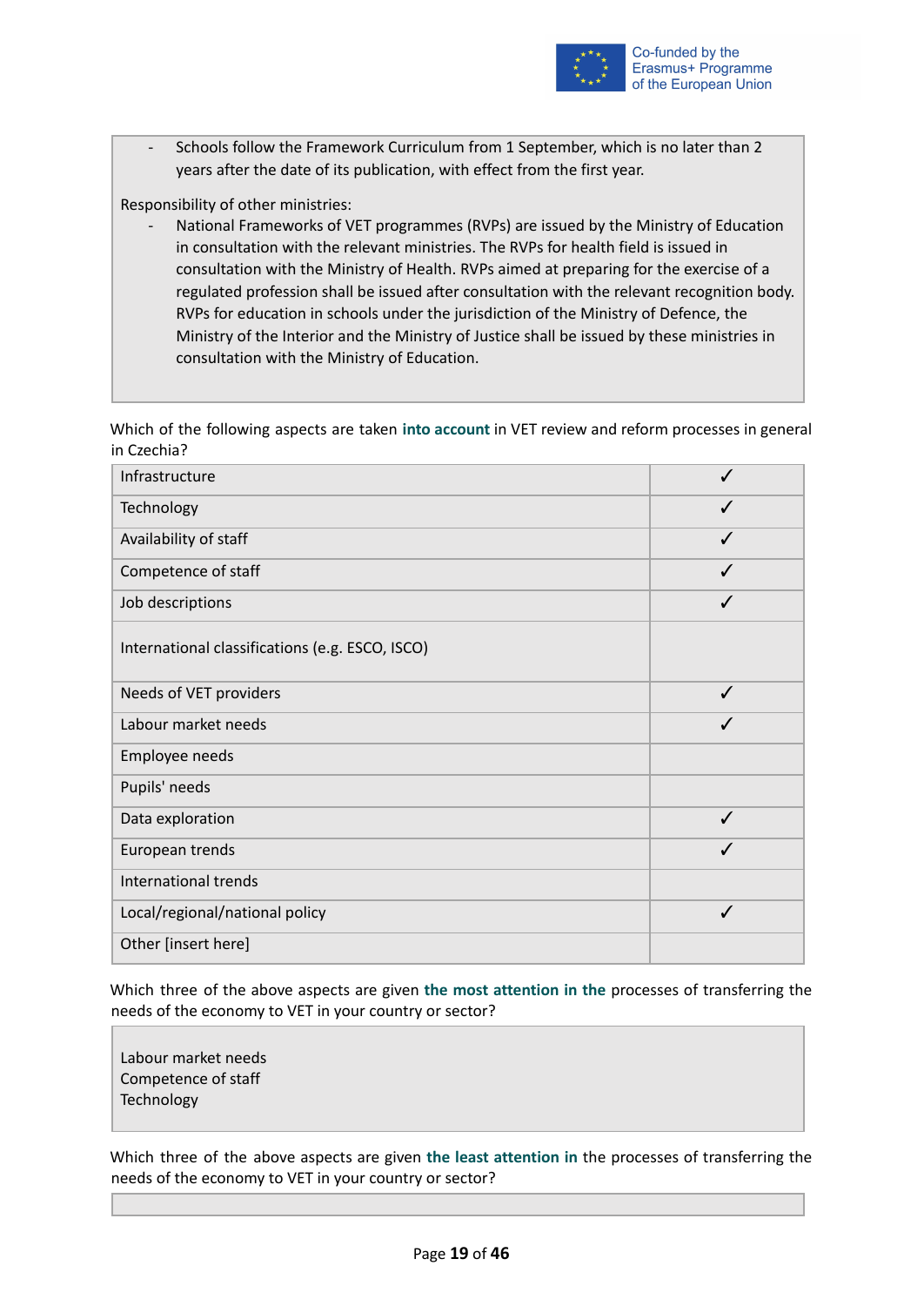- Schools follow the Framework Curriculum from 1 September, which is no later than 2 years after the date of its publication, with effect from the first year.

Responsibility of other ministries:

- National Frameworks of VET programmes (RVPs) are issued by the Ministry of Education in consultation with the relevant ministries. The RVPs for health field is issued in consultation with the Ministry of Health. RVPs aimed at preparing for the exercise of a regulated profession shall be issued after consultation with the relevant recognition body. RVPs for education in schools under the jurisdiction of the Ministry of Defence, the Ministry of the Interior and the Ministry of Justice shall be issued by these ministries in consultation with the Ministry of Education.

Which of the following aspects are taken **into account** in VET review and reform processes in general in Czechia?

| Aspect | |
|---|---|
| Infrastructure | ✓ |
| Technology | ✓ |
| Availability of staff | ✓ |
| Competence of staff | ✓ |
| Job descriptions | ✓ |
| International classifications (e.g. ESCO, ISCO) | |
| Needs of VET providers | ✓ |
| Labour market needs | ✓ |
| Employee needs | |
| Pupils' needs | |
| Data exploration | ✓ |
| European trends | ✓ |
| International trends | |
| Local/regional/national policy | ✓ |
| Other [insert here] | |

Which three of the above aspects are given **the most attention in the** processes of transferring the needs of the economy to VET in your country or sector?

Labour market needs
Competence of staff
Technology

Which three of the above aspects are given **the least attention in** the processes of transferring the needs of the economy to VET in your country or sector?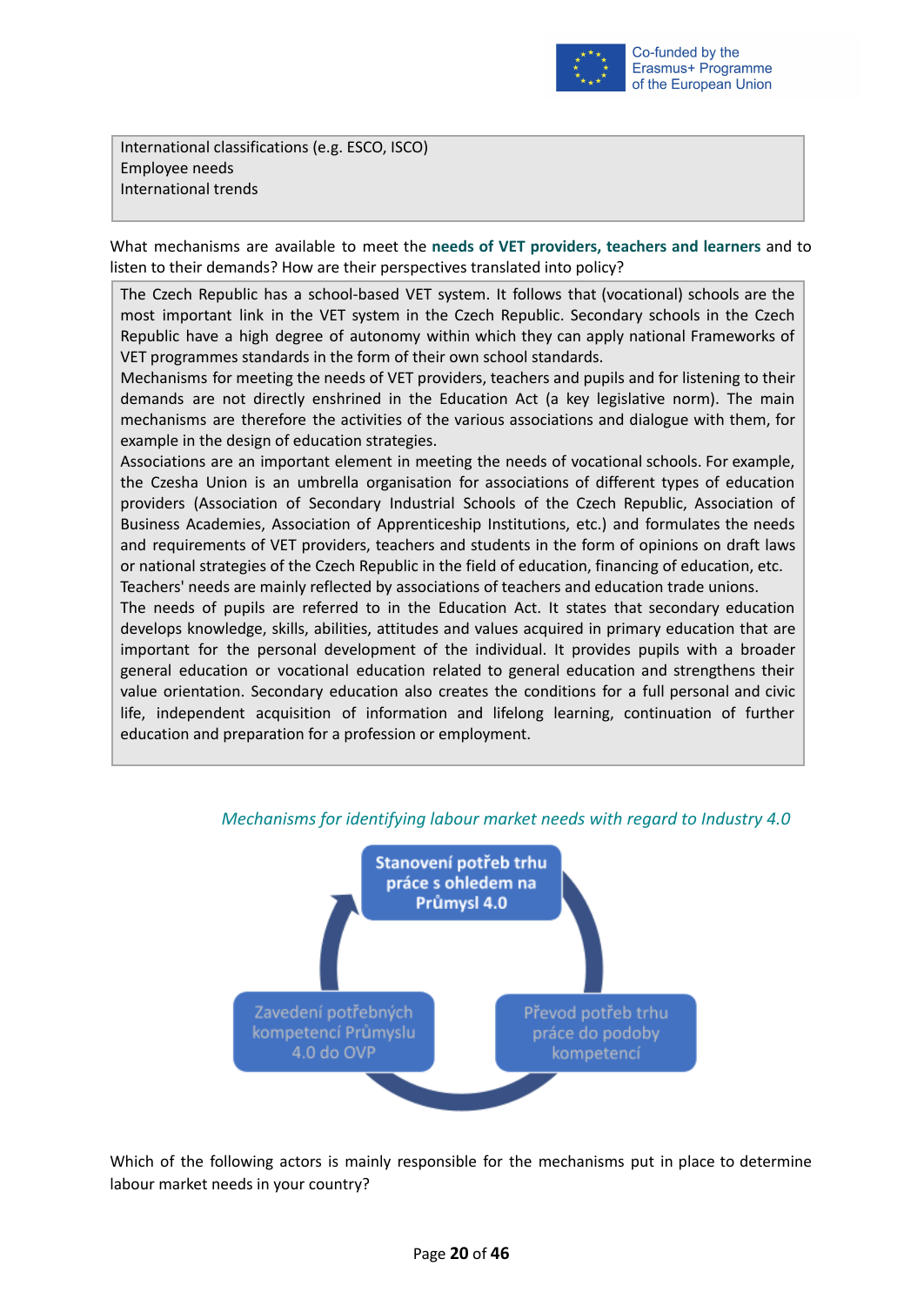International classifications (e.g. ESCO, ISCO)
Employee needs
International trends

What mechanisms are available to meet the **needs of VET providers, teachers and learners** and to listen to their demands? How are their perspectives translated into policy?

The Czech Republic has a school-based VET system. It follows that (vocational) schools are the most important link in the VET system in the Czech Republic. Secondary schools in the Czech Republic have a high degree of autonomy within which they can apply national Frameworks of VET programmes standards in the form of their own school standards.
Mechanisms for meeting the needs of VET providers, teachers and pupils and for listening to their demands are not directly enshrined in the Education Act (a key legislative norm). The main mechanisms are therefore the activities of the various associations and dialogue with them, for example in the design of education strategies.
Associations are an important element in meeting the needs of vocational schools. For example, the Czesha Union is an umbrella organisation for associations of different types of education providers (Association of Secondary Industrial Schools of the Czech Republic, Association of Business Academies, Association of Apprenticeship Institutions, etc.) and formulates the needs and requirements of VET providers, teachers and students in the form of opinions on draft laws or national strategies of the Czech Republic in the field of education, financing of education, etc.
Teachers' needs are mainly reflected by associations of teachers and education trade unions.
The needs of pupils are referred to in the Education Act. It states that secondary education develops knowledge, skills, abilities, attitudes and values acquired in primary education that are important for the personal development of the individual. It provides pupils with a broader general education or vocational education related to general education and strengthens their value orientation. Secondary education also creates the conditions for a full personal and civic life, independent acquisition of information and lifelong learning, continuation of further education and preparation for a profession or employment.

*Mechanisms for identifying labour market needs with regard to Industry 4.0*

Stanovení potřeb trhu práce s ohledem na Průmysl 4.0

Převod potřeb trhu práce do podoby kompetencí

Zavedení potřebných kompetencí Průmyslu 4.0 do OVP

Which of the following actors is mainly responsible for the mechanisms put in place to determine labour market needs in your country?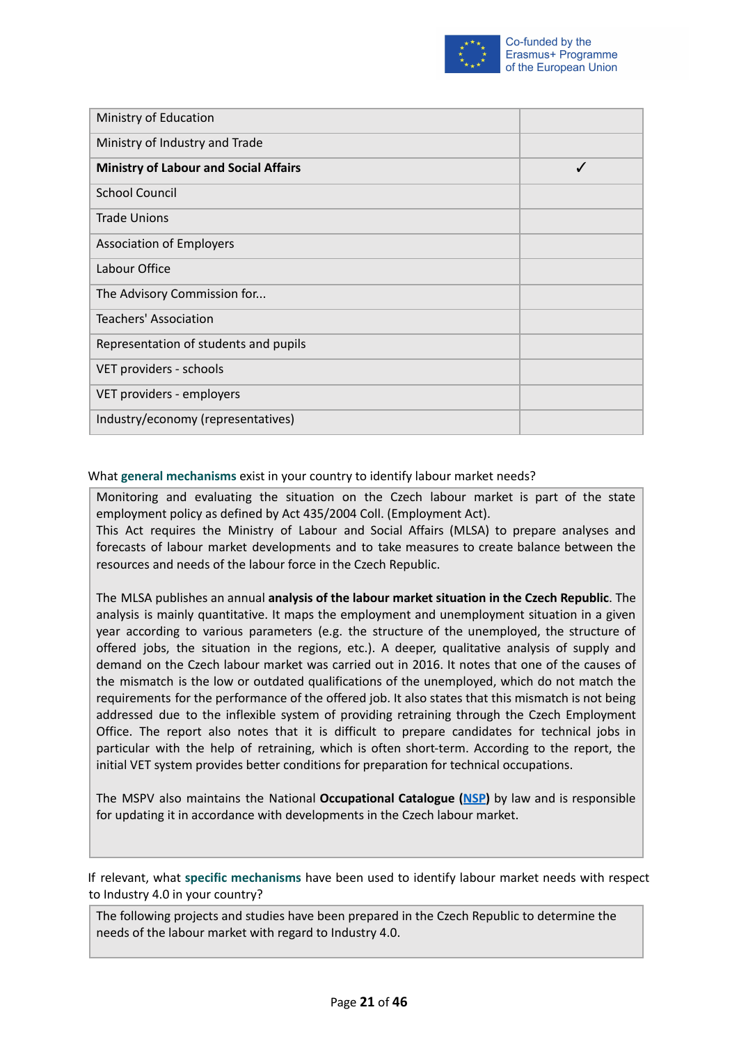| | |
|---|---|
| Ministry of Education | |
| Ministry of Industry and Trade | |
| **Ministry of Labour and Social Affairs** | ✓ |
| School Council | |
| Trade Unions | |
| Association of Employers | |
| Labour Office | |
| The Advisory Commission for... | |
| Teachers' Association | |
| Representation of students and pupils | |
| VET providers - schools | |
| VET providers - employers | |
| Industry/economy (representatives) | |

What **general mechanisms** exist in your country to identify labour market needs?

Monitoring and evaluating the situation on the Czech labour market is part of the state employment policy as defined by Act 435/2004 Coll. (Employment Act).
This Act requires the Ministry of Labour and Social Affairs (MLSA) to prepare analyses and forecasts of labour market developments and to take measures to create balance between the resources and needs of the labour force in the Czech Republic.

The MLSA publishes an annual **analysis of the labour market situation in the Czech Republic**. The analysis is mainly quantitative. It maps the employment and unemployment situation in a given year according to various parameters (e.g. the structure of the unemployed, the structure of offered jobs, the situation in the regions, etc.). A deeper, qualitative analysis of supply and demand on the Czech labour market was carried out in 2016. It notes that one of the causes of the mismatch is the low or outdated qualifications of the unemployed, which do not match the requirements for the performance of the offered job. It also states that this mismatch is not being addressed due to the inflexible system of providing retraining through the Czech Employment Office. The report also notes that it is difficult to prepare candidates for technical jobs in particular with the help of retraining, which is often short-term. According to the report, the initial VET system provides better conditions for preparation for technical occupations.

The MSPV also maintains the National **Occupational Catalogue (NSP)** by law and is responsible for updating it in accordance with developments in the Czech labour market.

If relevant, what **specific mechanisms** have been used to identify labour market needs with respect to Industry 4.0 in your country?

The following projects and studies have been prepared in the Czech Republic to determine the needs of the labour market with regard to Industry 4.0.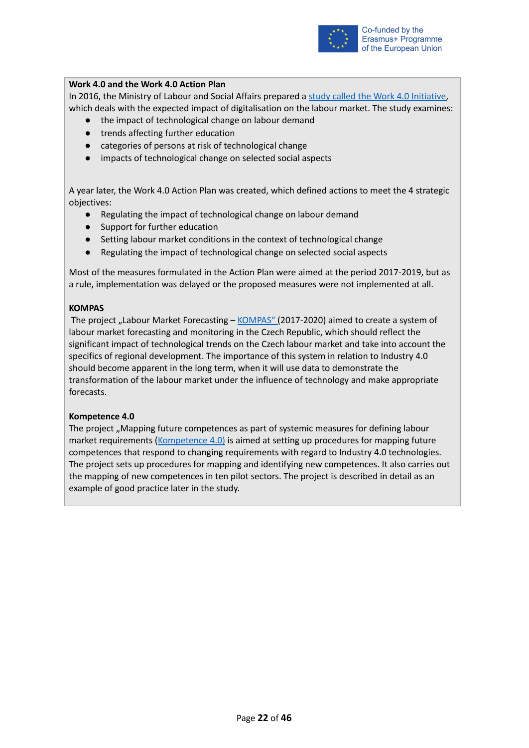**Work 4.0 and the Work 4.0 Action Plan**

In 2016, the Ministry of Labour and Social Affairs prepared a study called the Work 4.0 Initiative, which deals with the expected impact of digitalisation on the labour market. The study examines:

- the impact of technological change on labour demand
- trends affecting further education
- categories of persons at risk of technological change
- impacts of technological change on selected social aspects

A year later, the Work 4.0 Action Plan was created, which defined actions to meet the 4 strategic objectives:

- Regulating the impact of technological change on labour demand
- Support for further education
- Setting labour market conditions in the context of technological change
- Regulating the impact of technological change on selected social aspects

Most of the measures formulated in the Action Plan were aimed at the period 2017-2019, but as a rule, implementation was delayed or the proposed measures were not implemented at all.

**KOMPAS**

The project „Labour Market Forecasting – KOMPAS" (2017-2020) aimed to create a system of labour market forecasting and monitoring in the Czech Republic, which should reflect the significant impact of technological trends on the Czech labour market and take into account the specifics of regional development. The importance of this system in relation to Industry 4.0 should become apparent in the long term, when it will use data to demonstrate the transformation of the labour market under the influence of technology and make appropriate forecasts.

**Kompetence 4.0**

The project „Mapping future competences as part of systemic measures for defining labour market requirements (Kompetence 4.0) is aimed at setting up procedures for mapping future competences that respond to changing requirements with regard to Industry 4.0 technologies. The project sets up procedures for mapping and identifying new competences. It also carries out the mapping of new competences in ten pilot sectors. The project is described in detail as an example of good practice later in the study.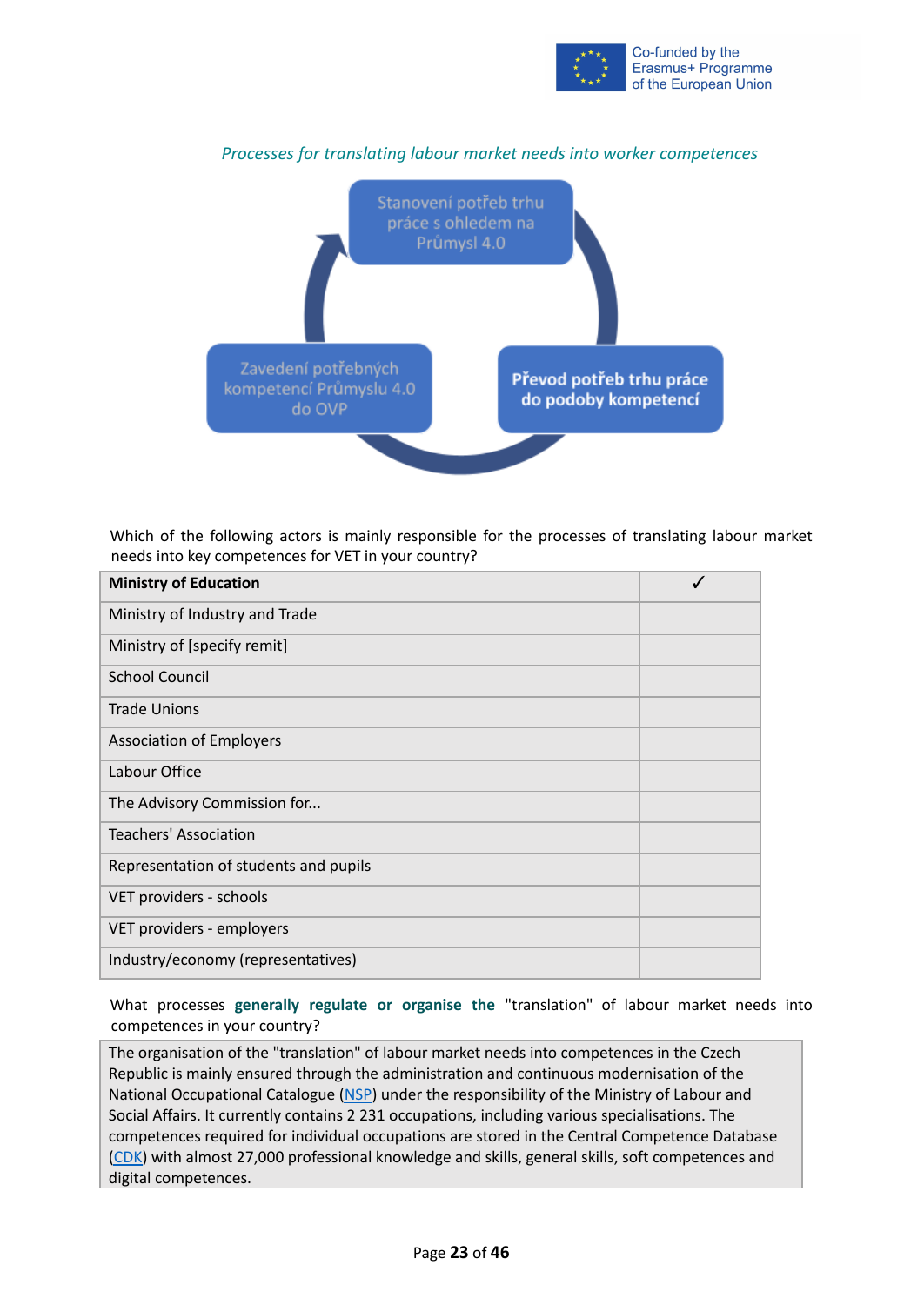*Processes for translating labour market needs into worker competences*

Stanovení potřeb trhu práce s ohledem na Průmysl 4.0

**Převod potřeb trhu práce do podoby kompetencí**

Zavedení potřebných kompetencí Průmyslu 4.0 do OVP

Which of the following actors is mainly responsible for the processes of translating labour market needs into key competences for VET in your country?

| **Ministry of Education** | ✓ |
|---|---|
| Ministry of Industry and Trade | |
| Ministry of [specify remit] | |
| School Council | |
| Trade Unions | |
| Association of Employers | |
| Labour Office | |
| The Advisory Commission for... | |
| Teachers' Association | |
| Representation of students and pupils | |
| VET providers - schools | |
| VET providers - employers | |
| Industry/economy (representatives) | |

What processes **generally regulate or organise the** "translation" of labour market needs into competences in your country?

The organisation of the "translation" of labour market needs into competences in the Czech Republic is mainly ensured through the administration and continuous modernisation of the National Occupational Catalogue (NSP) under the responsibility of the Ministry of Labour and Social Affairs. It currently contains 2 231 occupations, including various specialisations. The competences required for individual occupations are stored in the Central Competence Database (CDK) with almost 27,000 professional knowledge and skills, general skills, soft competences and digital competences.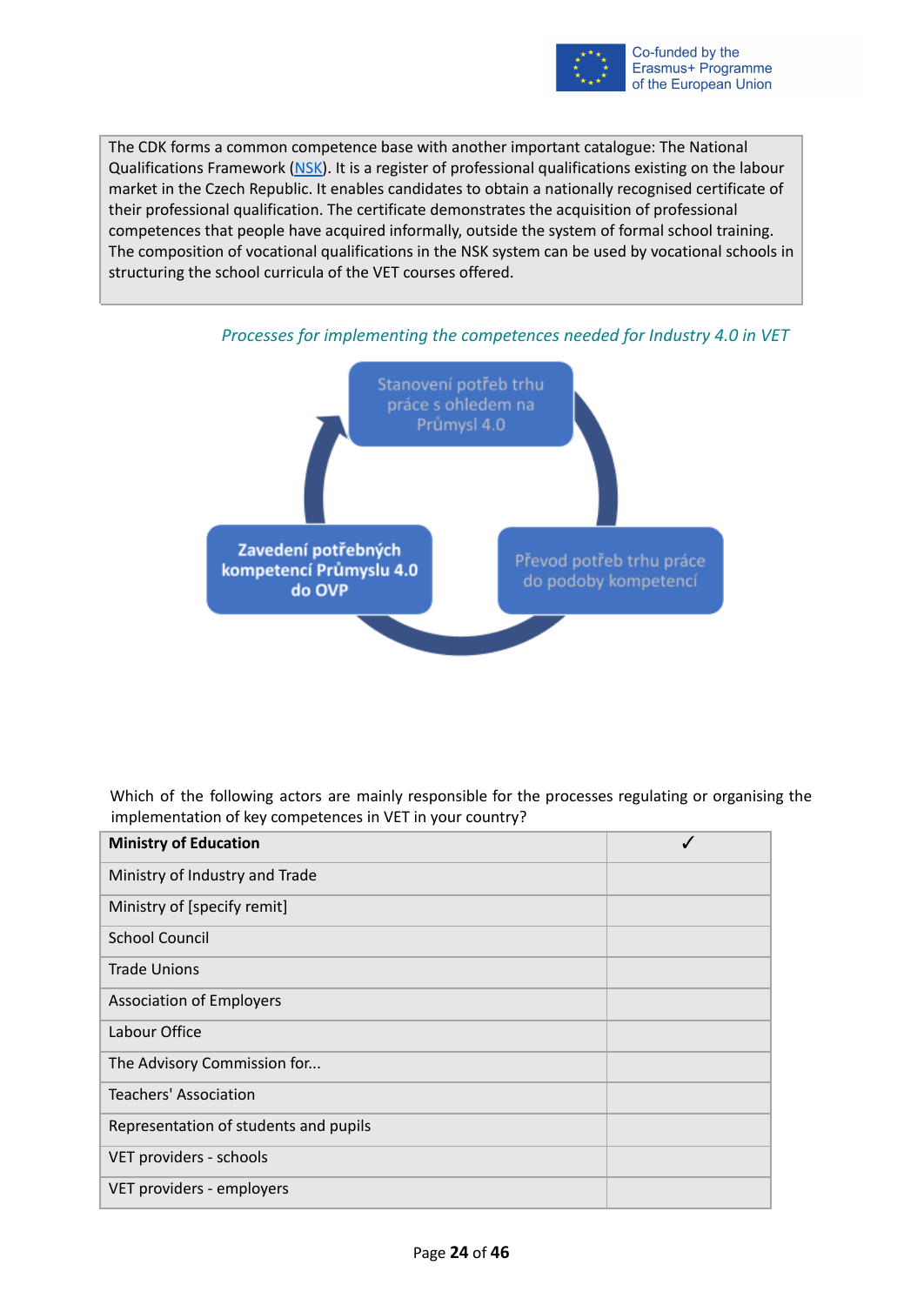The CDK forms a common competence base with another important catalogue: The National Qualifications Framework ([NSK](NSK)). It is a register of professional qualifications existing on the labour market in the Czech Republic. It enables candidates to obtain a nationally recognised certificate of their professional qualification. The certificate demonstrates the acquisition of professional competences that people have acquired informally, outside the system of formal school training. The composition of vocational qualifications in the NSK system can be used by vocational schools in structuring the school curricula of the VET courses offered.

*Processes for implementing the competences needed for Industry 4.0 in VET*

Stanovení potřeb trhu práce s ohledem na Průmysl 4.0

Převod potřeb trhu práce do podoby kompetencí

**Zavedení potřebných kompetencí Průmyslu 4.0 do OVP**

Which of the following actors are mainly responsible for the processes regulating or organising the implementation of key competences in VET in your country?

| **Ministry of Education** | ✓ |
|---|---|
| Ministry of Industry and Trade | |
| Ministry of [specify remit] | |
| School Council | |
| Trade Unions | |
| Association of Employers | |
| Labour Office | |
| The Advisory Commission for... | |
| Teachers' Association | |
| Representation of students and pupils | |
| VET providers - schools | |
| VET providers - employers | |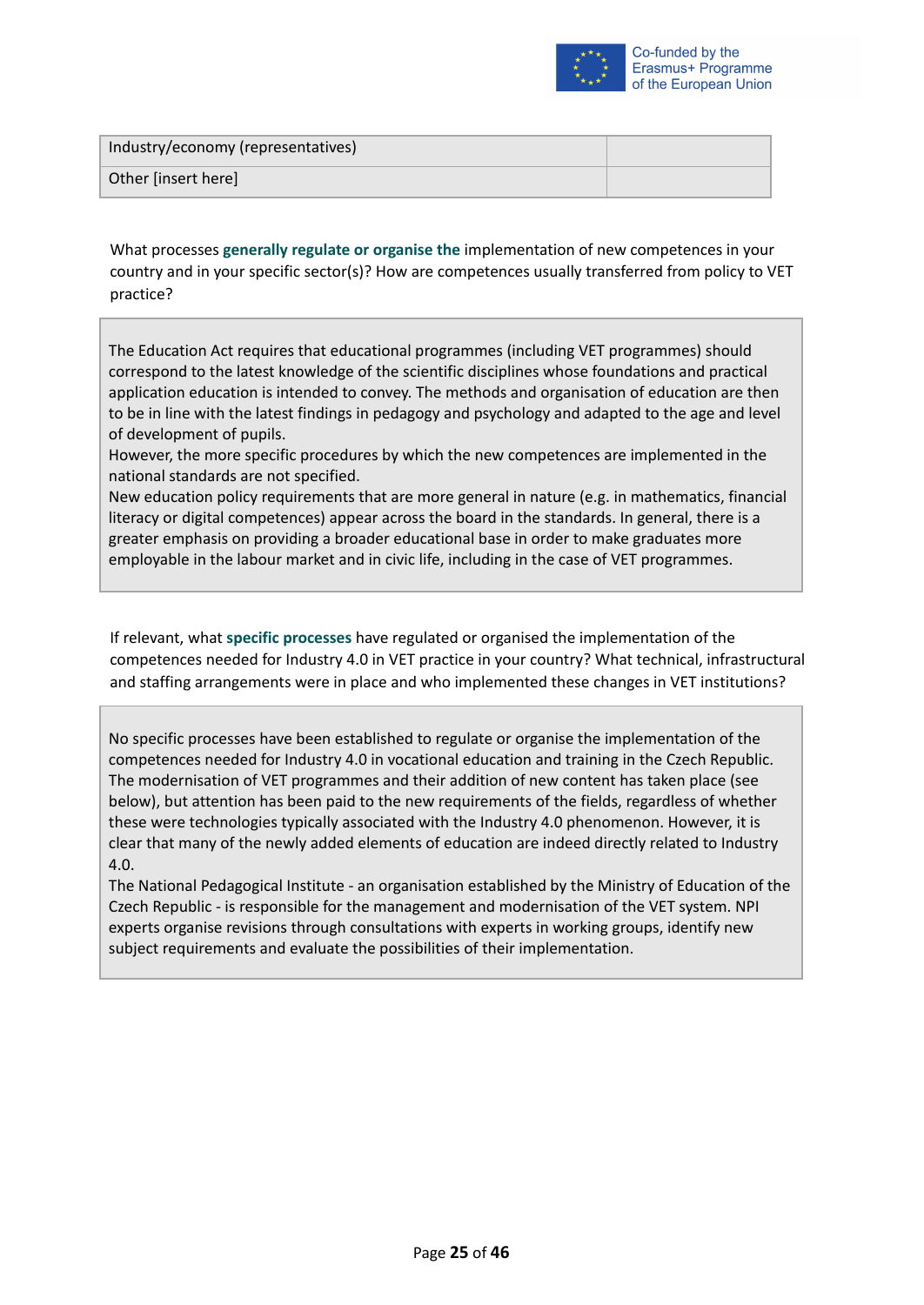| Industry/economy (representatives) | |
|---|---|
| Other [insert here] | |

What processes **generally regulate or organise the** implementation of new competences in your country and in your specific sector(s)? How are competences usually transferred from policy to VET practice?

The Education Act requires that educational programmes (including VET programmes) should correspond to the latest knowledge of the scientific disciplines whose foundations and practical application education is intended to convey. The methods and organisation of education are then to be in line with the latest findings in pedagogy and psychology and adapted to the age and level of development of pupils.

However, the more specific procedures by which the new competences are implemented in the national standards are not specified.

New education policy requirements that are more general in nature (e.g. in mathematics, financial literacy or digital competences) appear across the board in the standards. In general, there is a greater emphasis on providing a broader educational base in order to make graduates more employable in the labour market and in civic life, including in the case of VET programmes.

If relevant, what **specific processes** have regulated or organised the implementation of the competences needed for Industry 4.0 in VET practice in your country? What technical, infrastructural and staffing arrangements were in place and who implemented these changes in VET institutions?

No specific processes have been established to regulate or organise the implementation of the competences needed for Industry 4.0 in vocational education and training in the Czech Republic. The modernisation of VET programmes and their addition of new content has taken place (see below), but attention has been paid to the new requirements of the fields, regardless of whether these were technologies typically associated with the Industry 4.0 phenomenon. However, it is clear that many of the newly added elements of education are indeed directly related to Industry 4.0.

The National Pedagogical Institute - an organisation established by the Ministry of Education of the Czech Republic - is responsible for the management and modernisation of the VET system. NPI experts organise revisions through consultations with experts in working groups, identify new subject requirements and evaluate the possibilities of their implementation.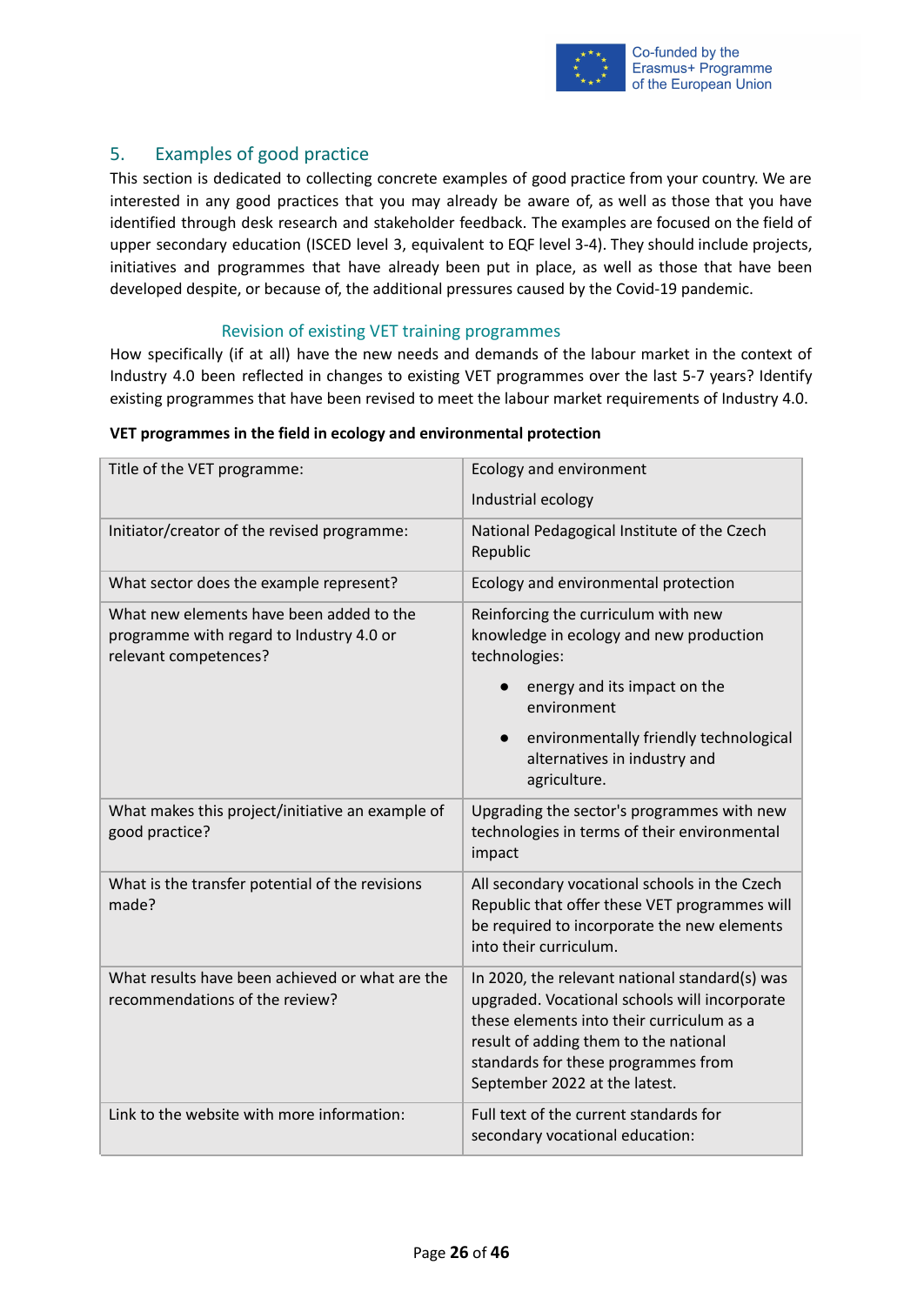## 5. Examples of good practice

This section is dedicated to collecting concrete examples of good practice from your country. We are interested in any good practices that you may already be aware of, as well as those that you have identified through desk research and stakeholder feedback. The examples are focused on the field of upper secondary education (ISCED level 3, equivalent to EQF level 3-4). They should include projects, initiatives and programmes that have already been put in place, as well as those that have been developed despite, or because of, the additional pressures caused by the Covid-19 pandemic.

### Revision of existing VET training programmes

How specifically (if at all) have the new needs and demands of the labour market in the context of Industry 4.0 been reflected in changes to existing VET programmes over the last 5-7 years? Identify existing programmes that have been revised to meet the labour market requirements of Industry 4.0.

**VET programmes in the field in ecology and environmental protection**

| | |
|---|---|
| Title of the VET programme: | Ecology and environment<br><br>Industrial ecology |
| Initiator/creator of the revised programme: | National Pedagogical Institute of the Czech Republic |
| What sector does the example represent? | Ecology and environmental protection |
| What new elements have been added to the programme with regard to Industry 4.0 or relevant competences? | Reinforcing the curriculum with new knowledge in ecology and new production technologies:<br>• energy and its impact on the environment<br>• environmentally friendly technological alternatives in industry and agriculture. |
| What makes this project/initiative an example of good practice? | Upgrading the sector's programmes with new technologies in terms of their environmental impact |
| What is the transfer potential of the revisions made? | All secondary vocational schools in the Czech Republic that offer these VET programmes will be required to incorporate the new elements into their curriculum. |
| What results have been achieved or what are the recommendations of the review? | In 2020, the relevant national standard(s) was upgraded. Vocational schools will incorporate these elements into their curriculum as a result of adding them to the national standards for these programmes from September 2022 at the latest. |
| Link to the website with more information: | Full text of the current standards for secondary vocational education: |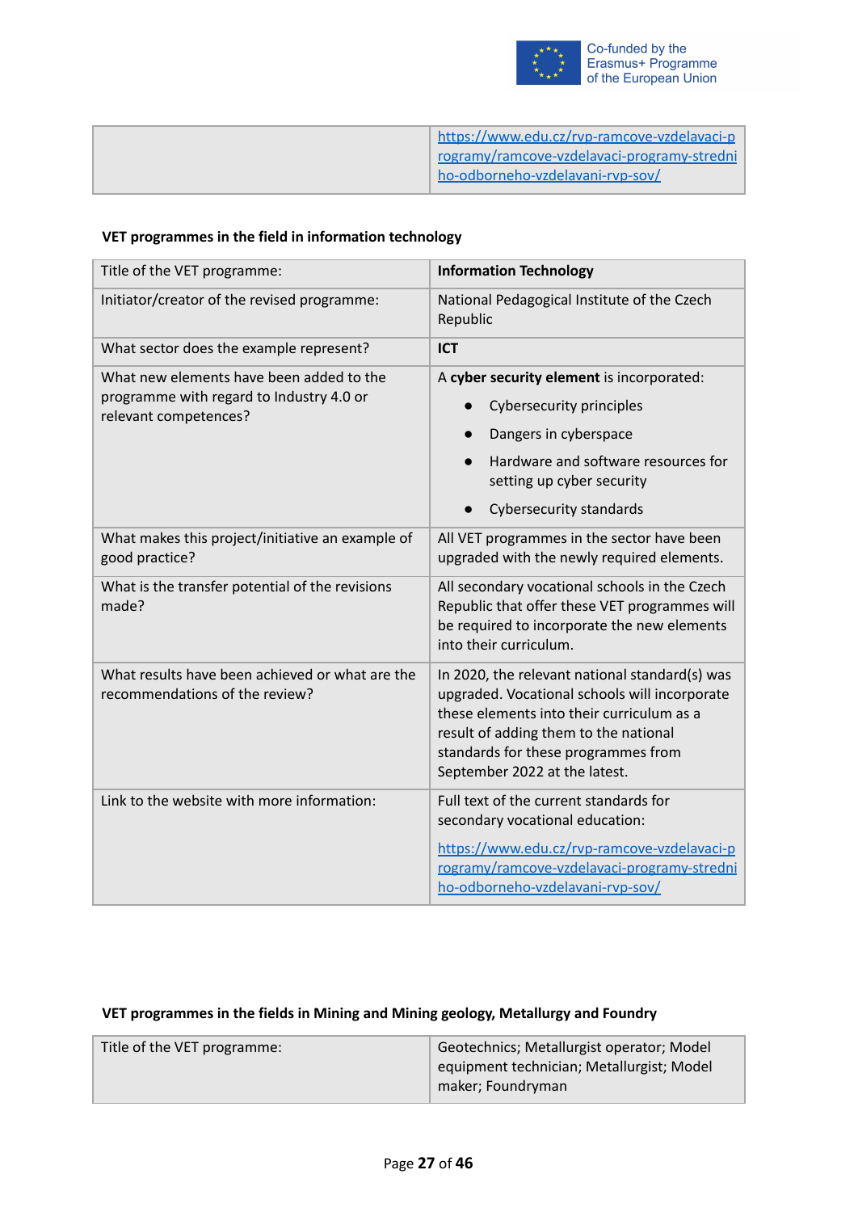| | |
|---|---|
| | https://www.edu.cz/rvp-ramcove-vzdelavaci-programy/ramcove-vzdelavaci-programy-stredniho-odborneho-vzdelavani-rvp-sov/ |

**VET programmes in the field in information technology**

| Title of the VET programme: | **Information Technology** |
|---|---|
| Initiator/creator of the revised programme: | National Pedagogical Institute of the Czech Republic |
| What sector does the example represent? | **ICT** |
| What new elements have been added to the programme with regard to Industry 4.0 or relevant competences? | A **cyber security element** is incorporated: <br>• Cybersecurity principles <br>• Dangers in cyberspace <br>• Hardware and software resources for setting up cyber security <br>• Cybersecurity standards |
| What makes this project/initiative an example of good practice? | All VET programmes in the sector have been upgraded with the newly required elements. |
| What is the transfer potential of the revisions made? | All secondary vocational schools in the Czech Republic that offer these VET programmes will be required to incorporate the new elements into their curriculum. |
| What results have been achieved or what are the recommendations of the review? | In 2020, the relevant national standard(s) was upgraded. Vocational schools will incorporate these elements into their curriculum as a result of adding them to the national standards for these programmes from September 2022 at the latest. |
| Link to the website with more information: | Full text of the current standards for secondary vocational education: <br>https://www.edu.cz/rvp-ramcove-vzdelavaci-programy/ramcove-vzdelavaci-programy-stredniho-odborneho-vzdelavani-rvp-sov/ |

**VET programmes in the fields in Mining and Mining geology, Metallurgy and Foundry**

| Title of the VET programme: | Geotechnics; Metallurgist operator; Model equipment technician; Metallurgist; Model maker; Foundryman |
|---|---|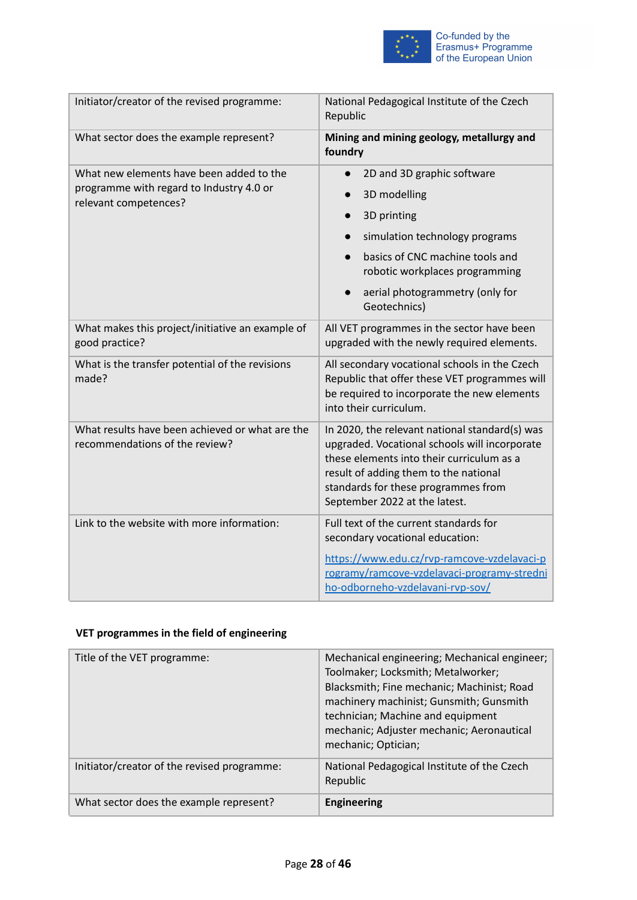| | |
|---|---|
| Initiator/creator of the revised programme: | National Pedagogical Institute of the Czech Republic |
| What sector does the example represent? | **Mining and mining geology, metallurgy and foundry** |
| What new elements have been added to the programme with regard to Industry 4.0 or relevant competences? | • 2D and 3D graphic software<br>• 3D modelling<br>• 3D printing<br>• simulation technology programs<br>• basics of CNC machine tools and robotic workplaces programming<br>• aerial photogrammetry (only for Geotechnics) |
| What makes this project/initiative an example of good practice? | All VET programmes in the sector have been upgraded with the newly required elements. |
| What is the transfer potential of the revisions made? | All secondary vocational schools in the Czech Republic that offer these VET programmes will be required to incorporate the new elements into their curriculum. |
| What results have been achieved or what are the recommendations of the review? | In 2020, the relevant national standard(s) was upgraded. Vocational schools will incorporate these elements into their curriculum as a result of adding them to the national standards for these programmes from September 2022 at the latest. |
| Link to the website with more information: | Full text of the current standards for secondary vocational education:<br>[https://www.edu.cz/rvp-ramcove-vzdelavaci-programy/ramcove-vzdelavaci-programy-stredniho-odborneho-vzdelavani-rvp-sov/](https://www.edu.cz/rvp-ramcove-vzdelavaci-programy/ramcove-vzdelavaci-programy-stredniho-odborneho-vzdelavani-rvp-sov/) |

**VET programmes in the field of engineering**

| | |
|---|---|
| Title of the VET programme: | Mechanical engineering; Mechanical engineer; Toolmaker; Locksmith; Metalworker; Blacksmith; Fine mechanic; Machinist; Road machinery machinist; Gunsmith; Gunsmith technician; Machine and equipment mechanic; Adjuster mechanic; Aeronautical mechanic; Optician; |
| Initiator/creator of the revised programme: | National Pedagogical Institute of the Czech Republic |
| What sector does the example represent? | **Engineering** |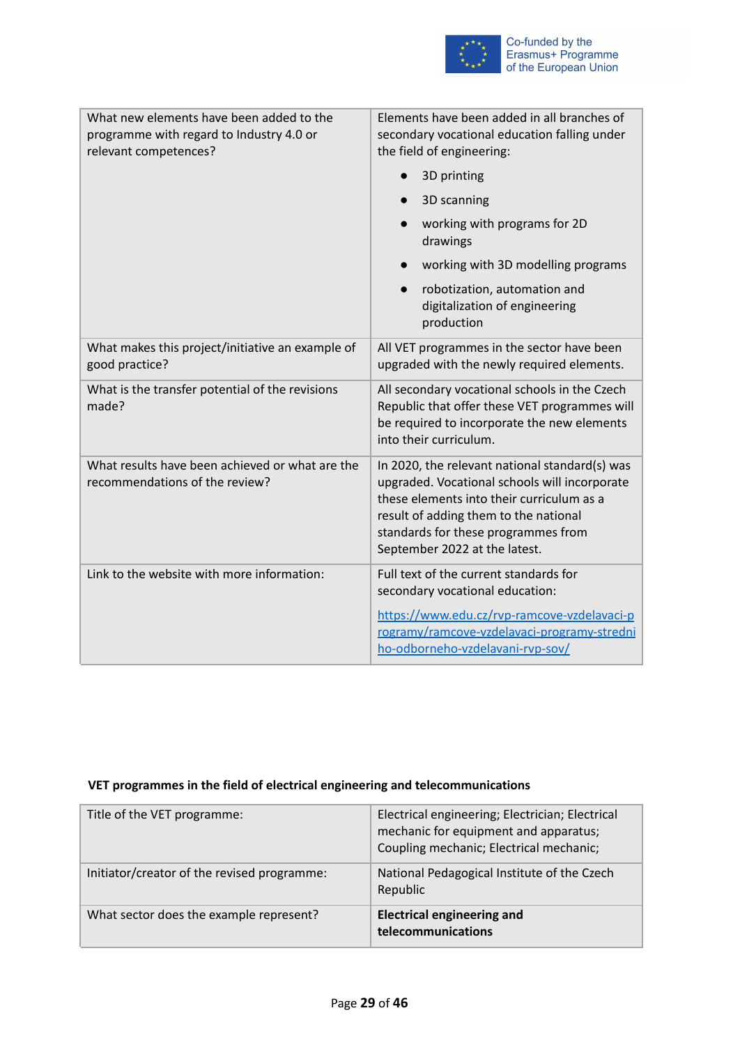| | |
|---|---|
| What new elements have been added to the programme with regard to Industry 4.0 or relevant competences? | Elements have been added in all branches of secondary vocational education falling under the field of engineering:<br>• 3D printing<br>• 3D scanning<br>• working with programs for 2D drawings<br>• working with 3D modelling programs<br>• robotization, automation and digitalization of engineering production |
| What makes this project/initiative an example of good practice? | All VET programmes in the sector have been upgraded with the newly required elements. |
| What is the transfer potential of the revisions made? | All secondary vocational schools in the Czech Republic that offer these VET programmes will be required to incorporate the new elements into their curriculum. |
| What results have been achieved or what are the recommendations of the review? | In 2020, the relevant national standard(s) was upgraded. Vocational schools will incorporate these elements into their curriculum as a result of adding them to the national standards for these programmes from September 2022 at the latest. |
| Link to the website with more information: | Full text of the current standards for secondary vocational education:<br>https://www.edu.cz/rvp-ramcove-vzdelavaci-programy/ramcove-vzdelavaci-programy-stredniho-odborneho-vzdelavani-rvp-sov/ |

**VET programmes in the field of electrical engineering and telecommunications**

| | |
|---|---|
| Title of the VET programme: | Electrical engineering; Electrician; Electrical mechanic for equipment and apparatus; Coupling mechanic; Electrical mechanic; |
| Initiator/creator of the revised programme: | National Pedagogical Institute of the Czech Republic |
| What sector does the example represent? | **Electrical engineering and telecommunications** |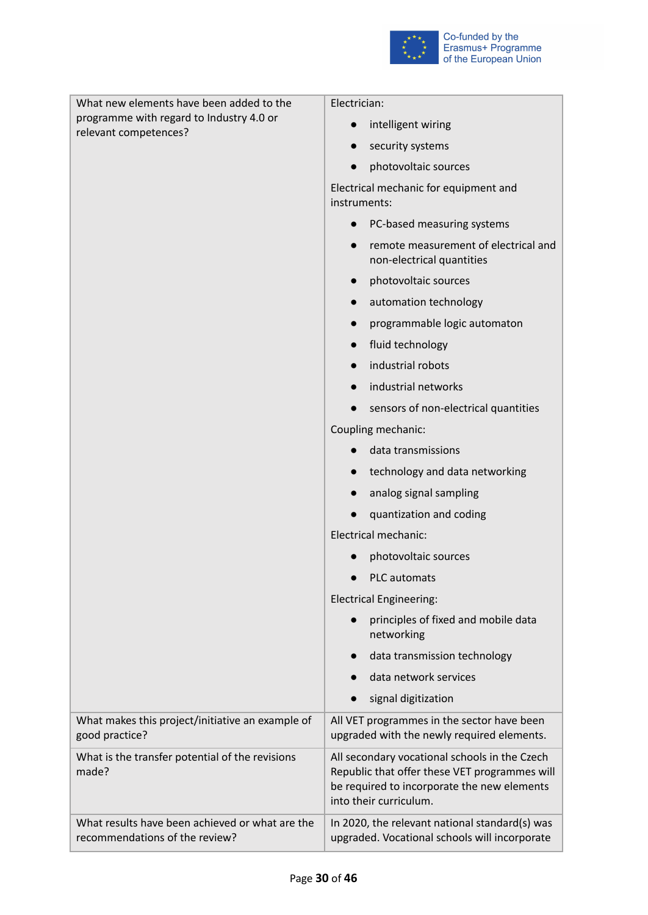| | |
|---|---|
| What new elements have been added to the programme with regard to Industry 4.0 or relevant competences? | Electrician:<br>● intelligent wiring<br>● security systems<br>● photovoltaic sources<br>Electrical mechanic for equipment and instruments:<br>● PC-based measuring systems<br>● remote measurement of electrical and non-electrical quantities<br>● photovoltaic sources<br>● automation technology<br>● programmable logic automaton<br>● fluid technology<br>● industrial robots<br>● industrial networks<br>● sensors of non-electrical quantities<br>Coupling mechanic:<br>● data transmissions<br>● technology and data networking<br>● analog signal sampling<br>● quantization and coding<br>Electrical mechanic:<br>● photovoltaic sources<br>● PLC automats<br>Electrical Engineering:<br>● principles of fixed and mobile data networking<br>● data transmission technology<br>● data network services<br>● signal digitization |
| What makes this project/initiative an example of good practice? | All VET programmes in the sector have been upgraded with the newly required elements. |
| What is the transfer potential of the revisions made? | All secondary vocational schools in the Czech Republic that offer these VET programmes will be required to incorporate the new elements into their curriculum. |
| What results have been achieved or what are the recommendations of the review? | In 2020, the relevant national standard(s) was upgraded. Vocational schools will incorporate |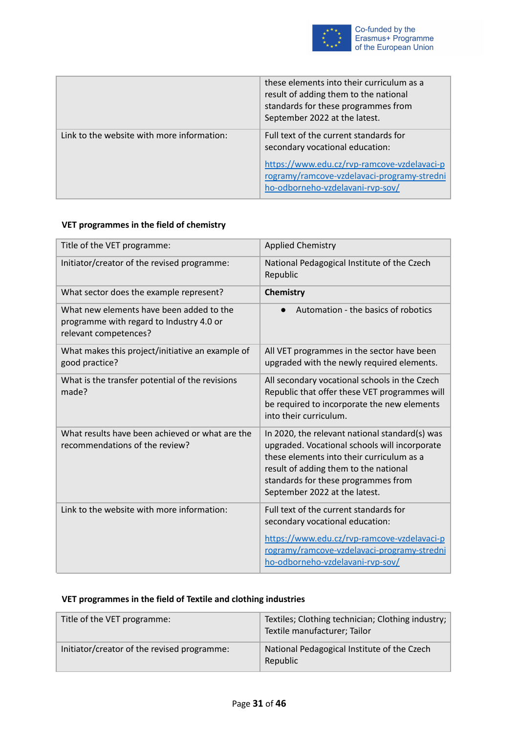| | |
|---|---|
| | these elements into their curriculum as a result of adding them to the national standards for these programmes from September 2022 at the latest. |
| Link to the website with more information: | Full text of the current standards for secondary vocational education: [https://www.edu.cz/rvp-ramcove-vzdelavaci-programy/ramcove-vzdelavaci-programy-stredniho-odborneho-vzdelavani-rvp-sov/](https://www.edu.cz/rvp-ramcove-vzdelavaci-programy/ramcove-vzdelavaci-programy-stredniho-odborneho-vzdelavani-rvp-sov/) |

**VET programmes in the field of chemistry**

| | |
|---|---|
| Title of the VET programme: | Applied Chemistry |
| Initiator/creator of the revised programme: | National Pedagogical Institute of the Czech Republic |
| What sector does the example represent? | **Chemistry** |
| What new elements have been added to the programme with regard to Industry 4.0 or relevant competences? | • Automation - the basics of robotics |
| What makes this project/initiative an example of good practice? | All VET programmes in the sector have been upgraded with the newly required elements. |
| What is the transfer potential of the revisions made? | All secondary vocational schools in the Czech Republic that offer these VET programmes will be required to incorporate the new elements into their curriculum. |
| What results have been achieved or what are the recommendations of the review? | In 2020, the relevant national standard(s) was upgraded. Vocational schools will incorporate these elements into their curriculum as a result of adding them to the national standards for these programmes from September 2022 at the latest. |
| Link to the website with more information: | Full text of the current standards for secondary vocational education: [https://www.edu.cz/rvp-ramcove-vzdelavaci-programy/ramcove-vzdelavaci-programy-stredniho-odborneho-vzdelavani-rvp-sov/](https://www.edu.cz/rvp-ramcove-vzdelavaci-programy/ramcove-vzdelavaci-programy-stredniho-odborneho-vzdelavani-rvp-sov/) |

**VET programmes in the field of Textile and clothing industries**

| | |
|---|---|
| Title of the VET programme: | Textiles; Clothing technician; Clothing industry; Textile manufacturer; Tailor |
| Initiator/creator of the revised programme: | National Pedagogical Institute of the Czech Republic |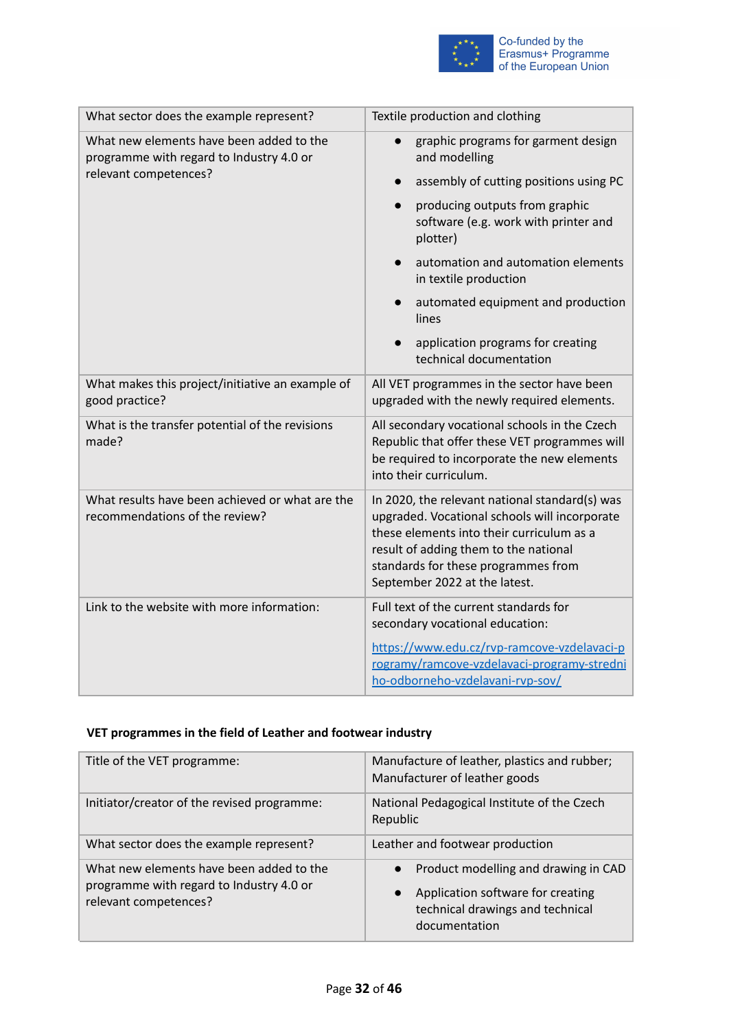| | |
|---|---|
| What sector does the example represent? | Textile production and clothing |
| What new elements have been added to the programme with regard to Industry 4.0 or relevant competences? | • graphic programs for garment design and modelling<br>• assembly of cutting positions using PC<br>• producing outputs from graphic software (e.g. work with printer and plotter)<br>• automation and automation elements in textile production<br>• automated equipment and production lines<br>• application programs for creating technical documentation |
| What makes this project/initiative an example of good practice? | All VET programmes in the sector have been upgraded with the newly required elements. |
| What is the transfer potential of the revisions made? | All secondary vocational schools in the Czech Republic that offer these VET programmes will be required to incorporate the new elements into their curriculum. |
| What results have been achieved or what are the recommendations of the review? | In 2020, the relevant national standard(s) was upgraded. Vocational schools will incorporate these elements into their curriculum as a result of adding them to the national standards for these programmes from September 2022 at the latest. |
| Link to the website with more information: | Full text of the current standards for secondary vocational education:<br>https://www.edu.cz/rvp-ramcove-vzdelavaci-programy/ramcove-vzdelavaci-programy-stredniho-odborneho-vzdelavani-rvp-sov/ |

**VET programmes in the field of Leather and footwear industry**

| | |
|---|---|
| Title of the VET programme: | Manufacture of leather, plastics and rubber; Manufacturer of leather goods |
| Initiator/creator of the revised programme: | National Pedagogical Institute of the Czech Republic |
| What sector does the example represent? | Leather and footwear production |
| What new elements have been added to the programme with regard to Industry 4.0 or relevant competences? | • Product modelling and drawing in CAD<br>• Application software for creating technical drawings and technical documentation |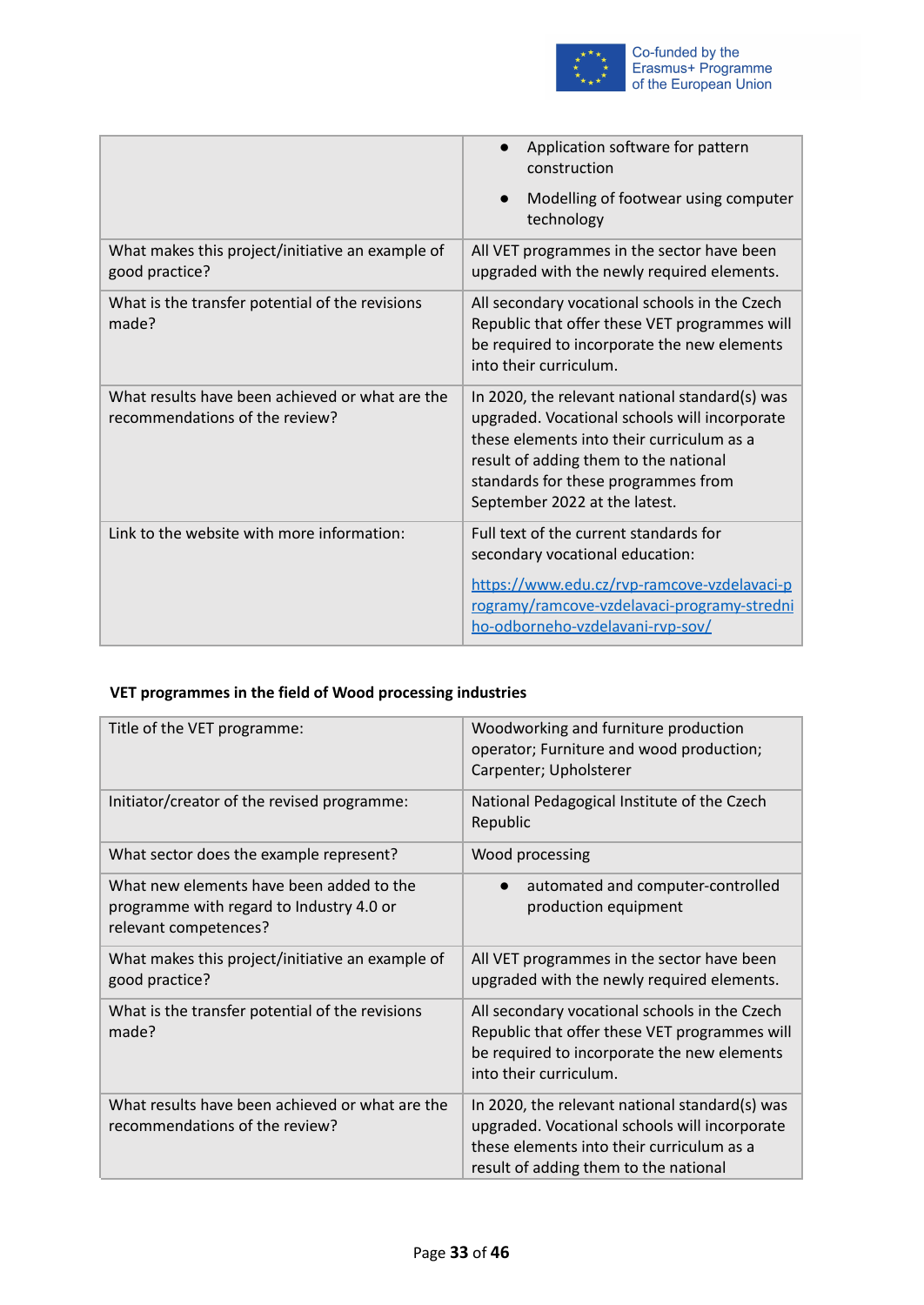| | |
|---|---|
| | • Application software for pattern construction<br>• Modelling of footwear using computer technology |
| What makes this project/initiative an example of good practice? | All VET programmes in the sector have been upgraded with the newly required elements. |
| What is the transfer potential of the revisions made? | All secondary vocational schools in the Czech Republic that offer these VET programmes will be required to incorporate the new elements into their curriculum. |
| What results have been achieved or what are the recommendations of the review? | In 2020, the relevant national standard(s) was upgraded. Vocational schools will incorporate these elements into their curriculum as a result of adding them to the national standards for these programmes from September 2022 at the latest. |
| Link to the website with more information: | Full text of the current standards for secondary vocational education:<br>[https://www.edu.cz/rvp-ramcove-vzdelavaci-programy/ramcove-vzdelavaci-programy-stredniho-odborneho-vzdelavani-rvp-sov/](https://www.edu.cz/rvp-ramcove-vzdelavaci-programy/ramcove-vzdelavaci-programy-stredniho-odborneho-vzdelavani-rvp-sov/) |

**VET programmes in the field of Wood processing industries**

| | |
|---|---|
| Title of the VET programme: | Woodworking and furniture production operator; Furniture and wood production; Carpenter; Upholsterer |
| Initiator/creator of the revised programme: | National Pedagogical Institute of the Czech Republic |
| What sector does the example represent? | Wood processing |
| What new elements have been added to the programme with regard to Industry 4.0 or relevant competences? | • automated and computer-controlled production equipment |
| What makes this project/initiative an example of good practice? | All VET programmes in the sector have been upgraded with the newly required elements. |
| What is the transfer potential of the revisions made? | All secondary vocational schools in the Czech Republic that offer these VET programmes will be required to incorporate the new elements into their curriculum. |
| What results have been achieved or what are the recommendations of the review? | In 2020, the relevant national standard(s) was upgraded. Vocational schools will incorporate these elements into their curriculum as a result of adding them to the national |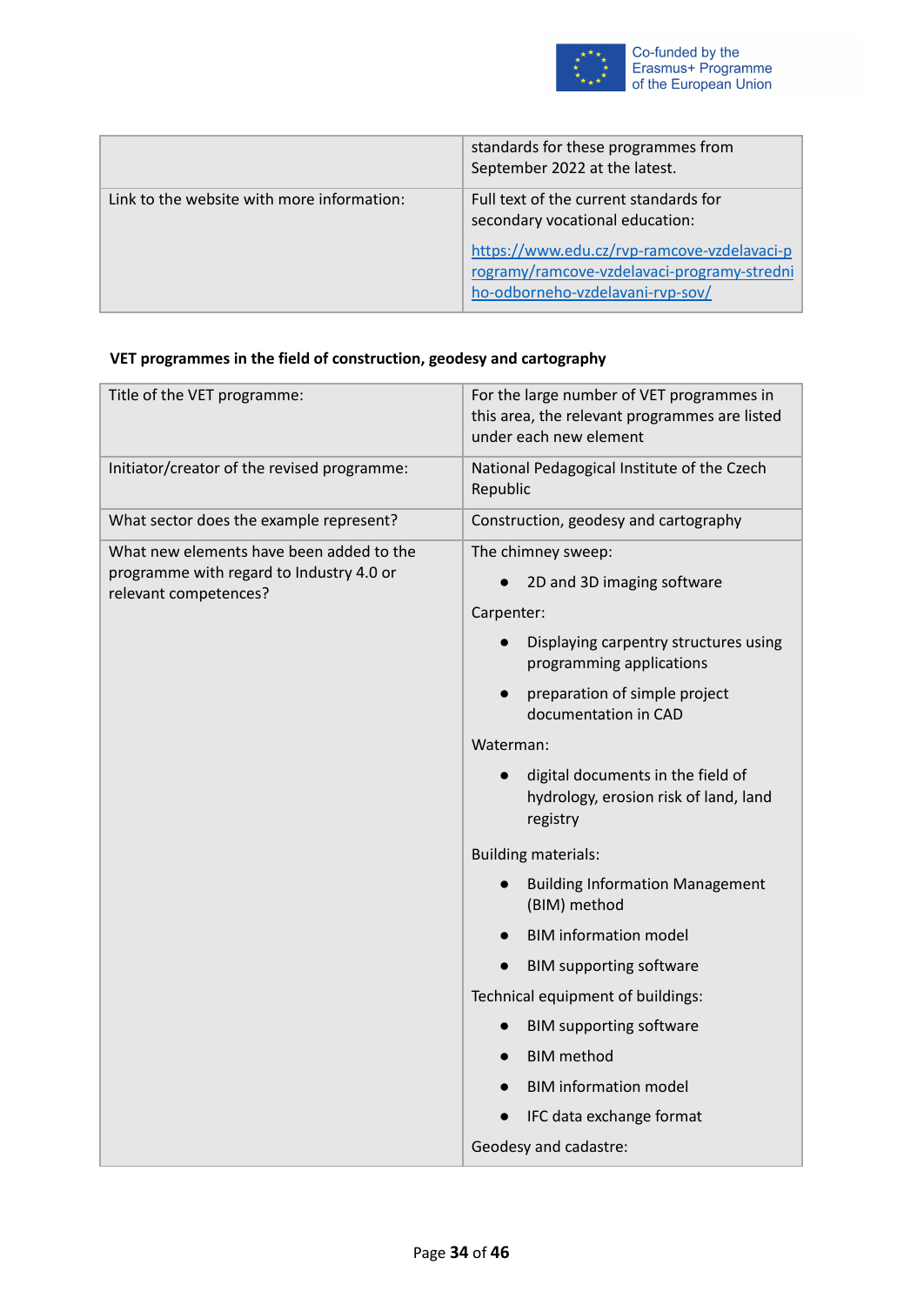| | |
|---|---|
| | standards for these programmes from September 2022 at the latest. |
| Link to the website with more information: | Full text of the current standards for secondary vocational education: https://www.edu.cz/rvp-ramcove-vzdelavaci-programy/ramcove-vzdelavaci-programy-stredniho-odborneho-vzdelavani-rvp-sov/ |

**VET programmes in the field of construction, geodesy and cartography**

| | |
|---|---|
| Title of the VET programme: | For the large number of VET programmes in this area, the relevant programmes are listed under each new element |
| Initiator/creator of the revised programme: | National Pedagogical Institute of the Czech Republic |
| What sector does the example represent? | Construction, geodesy and cartography |
| What new elements have been added to the programme with regard to Industry 4.0 or relevant competences? | The chimney sweep:<br>• 2D and 3D imaging software<br>Carpenter:<br>• Displaying carpentry structures using programming applications<br>• preparation of simple project documentation in CAD<br>Waterman:<br>• digital documents in the field of hydrology, erosion risk of land, land registry<br>Building materials:<br>• Building Information Management (BIM) method<br>• BIM information model<br>• BIM supporting software<br>Technical equipment of buildings:<br>• BIM supporting software<br>• BIM method<br>• BIM information model<br>• IFC data exchange format<br>Geodesy and cadastre: |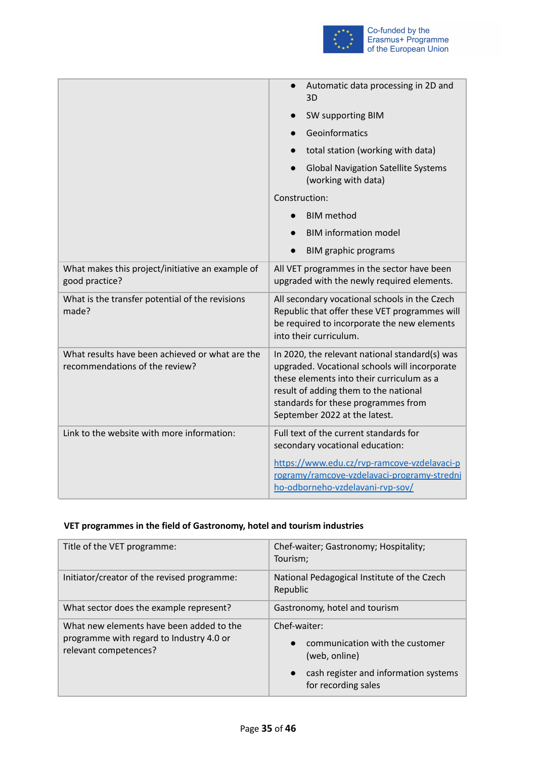| | |
|---|---|
| | • Automatic data processing in 2D and 3D<br>• SW supporting BIM<br>• Geoinformatics<br>• total station (working with data)<br>• Global Navigation Satellite Systems (working with data)<br><br>Construction:<br>• BIM method<br>• BIM information model<br>• BIM graphic programs |
| What makes this project/initiative an example of good practice? | All VET programmes in the sector have been upgraded with the newly required elements. |
| What is the transfer potential of the revisions made? | All secondary vocational schools in the Czech Republic that offer these VET programmes will be required to incorporate the new elements into their curriculum. |
| What results have been achieved or what are the recommendations of the review? | In 2020, the relevant national standard(s) was upgraded. Vocational schools will incorporate these elements into their curriculum as a result of adding them to the national standards for these programmes from September 2022 at the latest. |
| Link to the website with more information: | Full text of the current standards for secondary vocational education:<br><br>https://www.edu.cz/rvp-ramcove-vzdelavaci-programy/ramcove-vzdelavaci-programy-stredniho-odborneho-vzdelavani-rvp-sov/ |

**VET programmes in the field of Gastronomy, hotel and tourism industries**

| | |
|---|---|
| Title of the VET programme: | Chef-waiter; Gastronomy; Hospitality; Tourism; |
| Initiator/creator of the revised programme: | National Pedagogical Institute of the Czech Republic |
| What sector does the example represent? | Gastronomy, hotel and tourism |
| What new elements have been added to the programme with regard to Industry 4.0 or relevant competences? | Chef-waiter:<br>• communication with the customer (web, online)<br>• cash register and information systems for recording sales |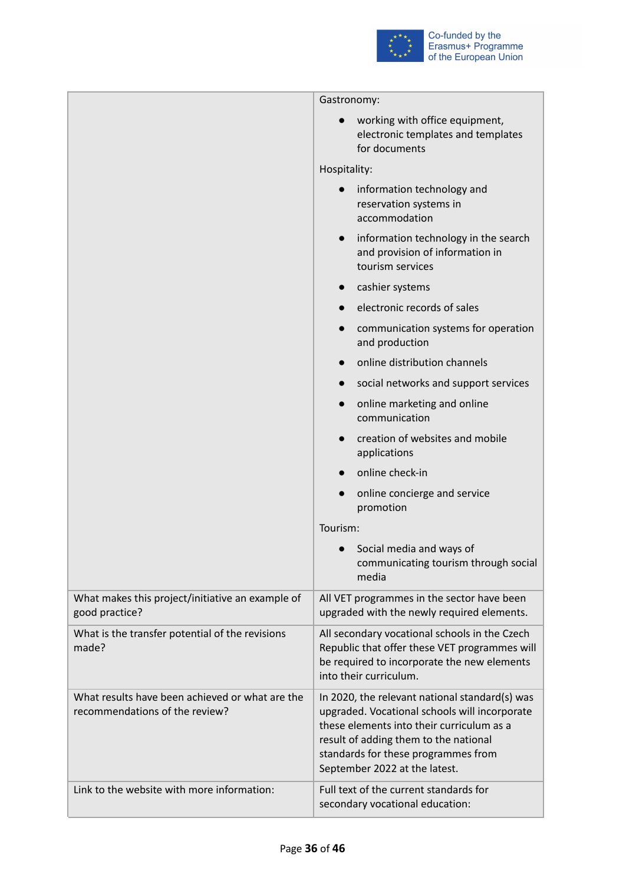| | |
|---|---|
| | Gastronomy:<br>● working with office equipment, electronic templates and templates for documents<br>Hospitality:<br>● information technology and reservation systems in accommodation<br>● information technology in the search and provision of information in tourism services<br>● cashier systems<br>● electronic records of sales<br>● communication systems for operation and production<br>● online distribution channels<br>● social networks and support services<br>● online marketing and online communication<br>● creation of websites and mobile applications<br>● online check-in<br>● online concierge and service promotion<br>Tourism:<br>● Social media and ways of communicating tourism through social media |
| What makes this project/initiative an example of good practice? | All VET programmes in the sector have been upgraded with the newly required elements. |
| What is the transfer potential of the revisions made? | All secondary vocational schools in the Czech Republic that offer these VET programmes will be required to incorporate the new elements into their curriculum. |
| What results have been achieved or what are the recommendations of the review? | In 2020, the relevant national standard(s) was upgraded. Vocational schools will incorporate these elements into their curriculum as a result of adding them to the national standards for these programmes from September 2022 at the latest. |
| Link to the website with more information: | Full text of the current standards for secondary vocational education: |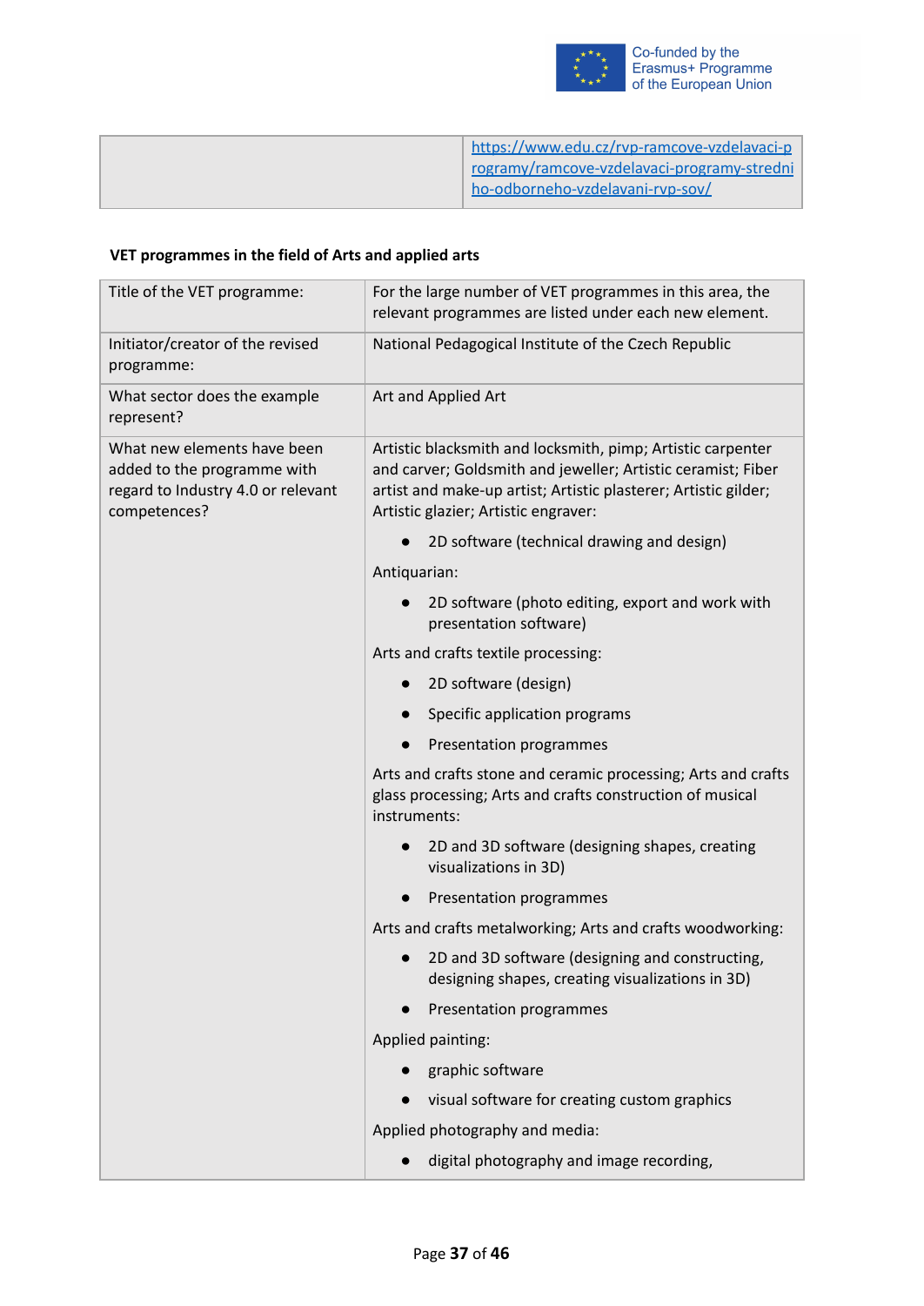| | https://www.edu.cz/rvp-ramcove-vzdelavaci-programy/ramcove-vzdelavaci-programy-stredniho-odborneho-vzdelavani-rvp-sov/ |
|---|---|

**VET programmes in the field of Arts and applied arts**

| Title of the VET programme: | For the large number of VET programmes in this area, the relevant programmes are listed under each new element. |
|---|---|
| Initiator/creator of the revised programme: | National Pedagogical Institute of the Czech Republic |
| What sector does the example represent? | Art and Applied Art |
| What new elements have been added to the programme with regard to Industry 4.0 or relevant competences? | Artistic blacksmith and locksmith, pimp; Artistic carpenter and carver; Goldsmith and jeweller; Artistic ceramist; Fiber artist and make-up artist; Artistic plasterer; Artistic gilder; Artistic glazier; Artistic engraver:<br>• 2D software (technical drawing and design)<br>Antiquarian:<br>• 2D software (photo editing, export and work with presentation software)<br>Arts and crafts textile processing:<br>• 2D software (design)<br>• Specific application programs<br>• Presentation programmes<br>Arts and crafts stone and ceramic processing; Arts and crafts glass processing; Arts and crafts construction of musical instruments:<br>• 2D and 3D software (designing shapes, creating visualizations in 3D)<br>• Presentation programmes<br>Arts and crafts metalworking; Arts and crafts woodworking:<br>• 2D and 3D software (designing and constructing, designing shapes, creating visualizations in 3D)<br>• Presentation programmes<br>Applied painting:<br>• graphic software<br>• visual software for creating custom graphics<br>Applied photography and media:<br>• digital photography and image recording, |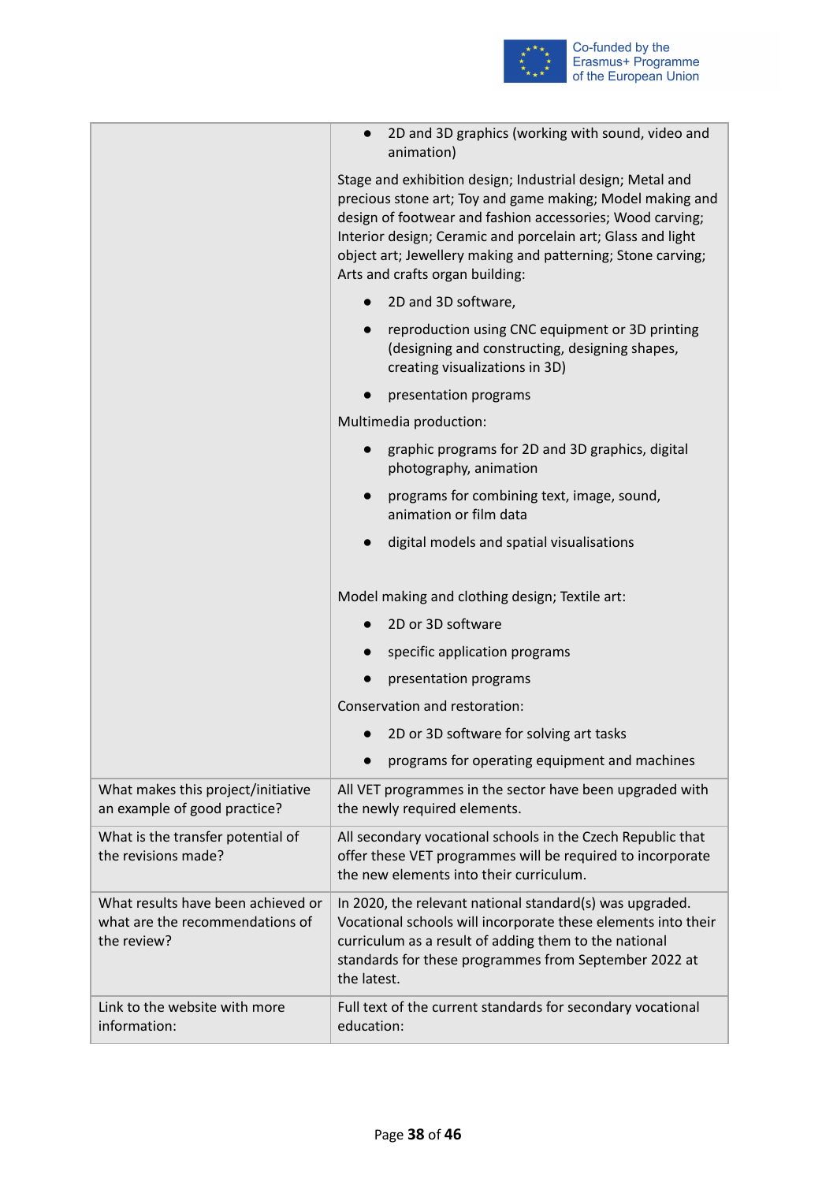| | |
|---|---|
| | • 2D and 3D graphics (working with sound, video and animation)<br><br>Stage and exhibition design; Industrial design; Metal and precious stone art; Toy and game making; Model making and design of footwear and fashion accessories; Wood carving; Interior design; Ceramic and porcelain art; Glass and light object art; Jewellery making and patterning; Stone carving; Arts and crafts organ building:<br><br>• 2D and 3D software,<br>• reproduction using CNC equipment or 3D printing (designing and constructing, designing shapes, creating visualizations in 3D)<br>• presentation programs<br><br>Multimedia production:<br><br>• graphic programs for 2D and 3D graphics, digital photography, animation<br>• programs for combining text, image, sound, animation or film data<br>• digital models and spatial visualisations<br><br>Model making and clothing design; Textile art:<br><br>• 2D or 3D software<br>• specific application programs<br>• presentation programs<br><br>Conservation and restoration:<br><br>• 2D or 3D software for solving art tasks<br>• programs for operating equipment and machines |
| What makes this project/initiative an example of good practice? | All VET programmes in the sector have been upgraded with the newly required elements. |
| What is the transfer potential of the revisions made? | All secondary vocational schools in the Czech Republic that offer these VET programmes will be required to incorporate the new elements into their curriculum. |
| What results have been achieved or what are the recommendations of the review? | In 2020, the relevant national standard(s) was upgraded. Vocational schools will incorporate these elements into their curriculum as a result of adding them to the national standards for these programmes from September 2022 at the latest. |
| Link to the website with more information: | Full text of the current standards for secondary vocational education: |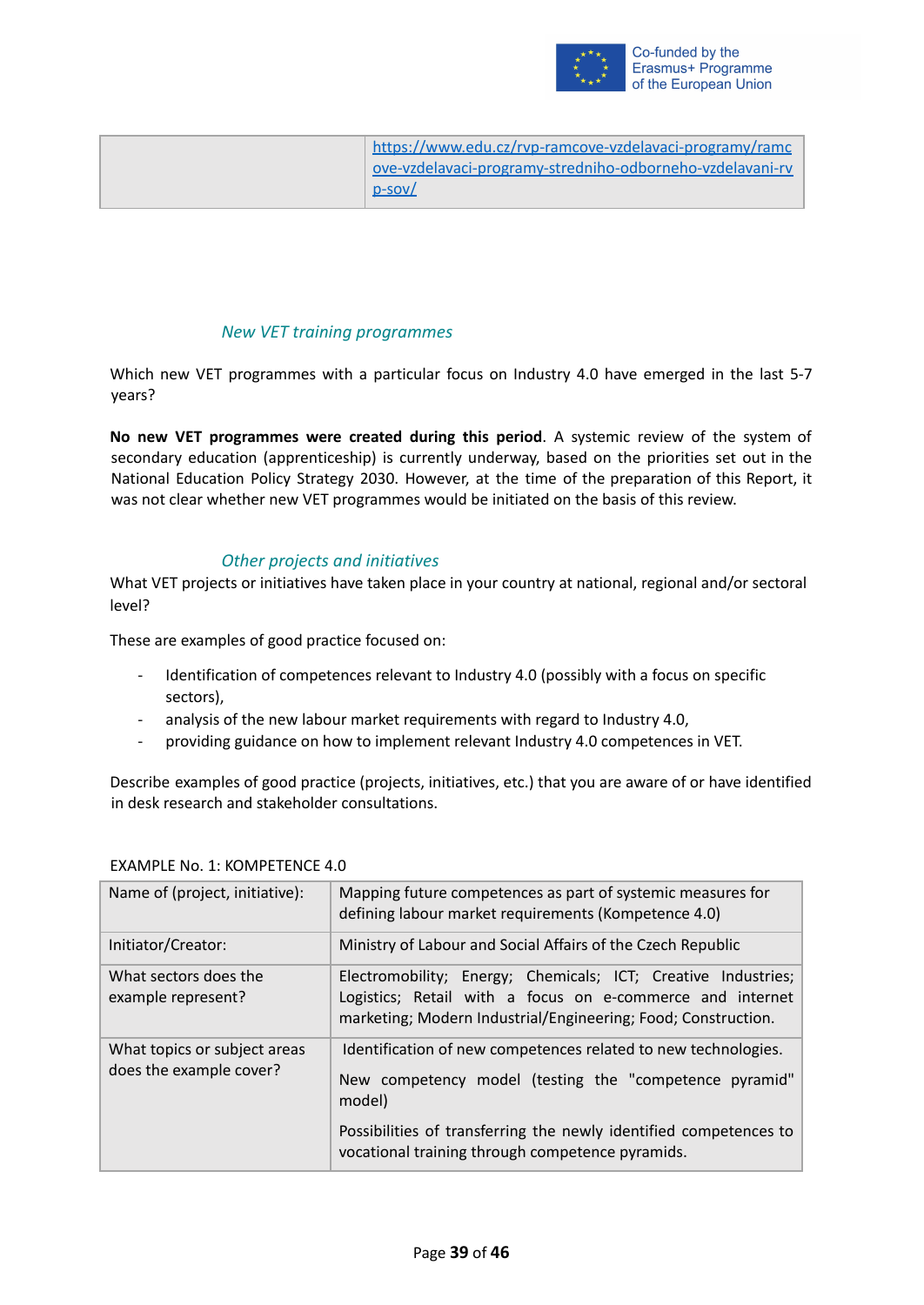| | [https://www.edu.cz/rvp-ramcove-vzdelavaci-programy/ramcove-vzdelavaci-programy-stredniho-odborneho-vzdelavani-rvp-sov/](https://www.edu.cz/rvp-ramcove-vzdelavaci-programy/ramcove-vzdelavaci-programy-stredniho-odborneho-vzdelavani-rvp-sov/) |
|---|---|

### *New VET training programmes*

Which new VET programmes with a particular focus on Industry 4.0 have emerged in the last 5-7 years?

**No new VET programmes were created during this period**. A systemic review of the system of secondary education (apprenticeship) is currently underway, based on the priorities set out in the National Education Policy Strategy 2030. However, at the time of the preparation of this Report, it was not clear whether new VET programmes would be initiated on the basis of this review.

### *Other projects and initiatives*

What VET projects or initiatives have taken place in your country at national, regional and/or sectoral level?

These are examples of good practice focused on:

- Identification of competences relevant to Industry 4.0 (possibly with a focus on specific sectors),
- analysis of the new labour market requirements with regard to Industry 4.0,
- providing guidance on how to implement relevant Industry 4.0 competences in VET.

Describe examples of good practice (projects, initiatives, etc.) that you are aware of or have identified in desk research and stakeholder consultations.

EXAMPLE No. 1: KOMPETENCE 4.0

| Name of (project, initiative): | Mapping future competences as part of systemic measures for defining labour market requirements (Kompetence 4.0) |
|---|---|
| Initiator/Creator: | Ministry of Labour and Social Affairs of the Czech Republic |
| What sectors does the example represent? | Electromobility; Energy; Chemicals; ICT; Creative Industries; Logistics; Retail with a focus on e-commerce and internet marketing; Modern Industrial/Engineering; Food; Construction. |
| What topics or subject areas does the example cover? | Identification of new competences related to new technologies.<br><br>New competency model (testing the "competence pyramid" model)<br><br>Possibilities of transferring the newly identified competences to vocational training through competence pyramids. |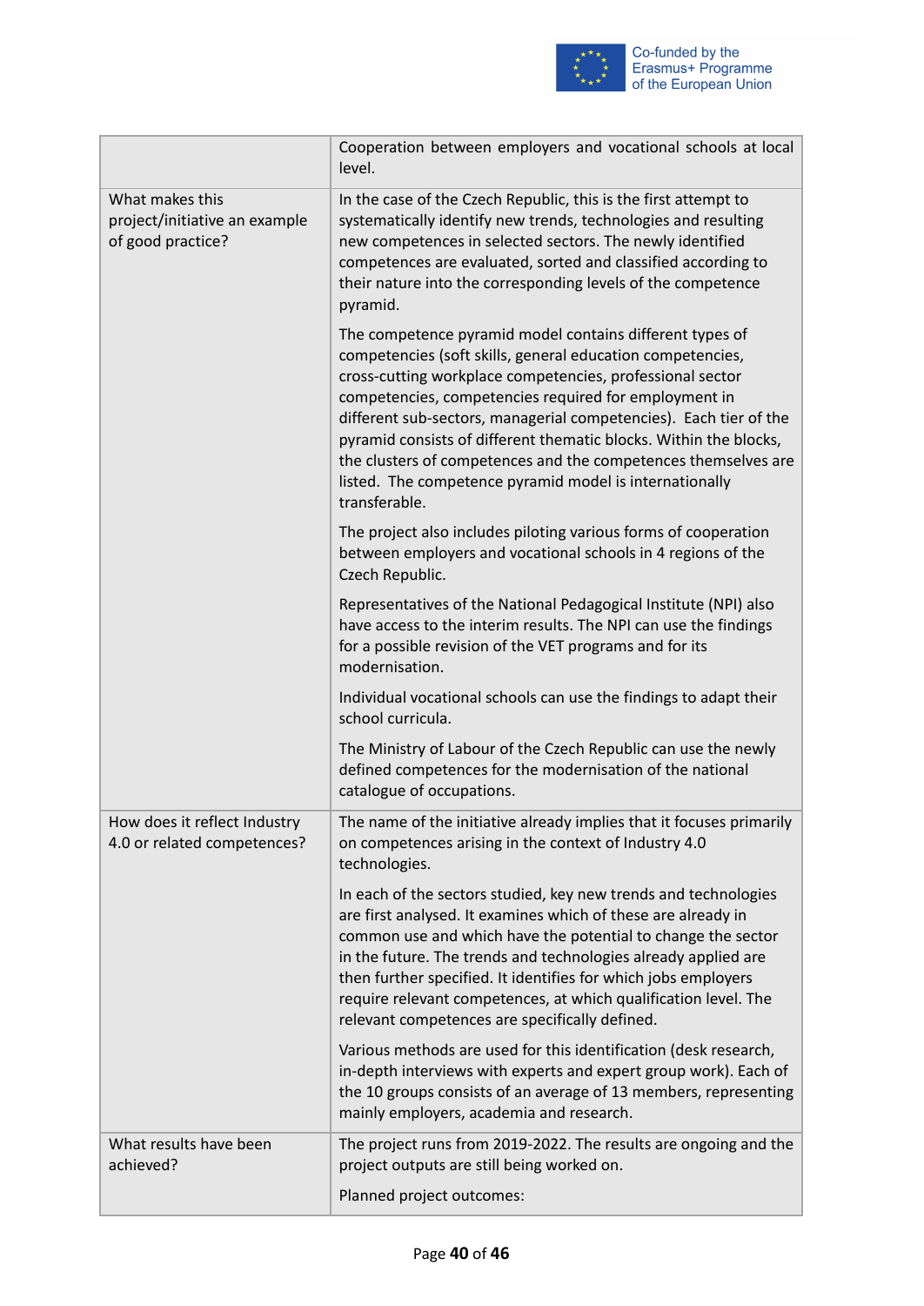|  |  |
|---|---|
|  | Cooperation between employers and vocational schools at local level. |
| What makes this project/initiative an example of good practice? | In the case of the Czech Republic, this is the first attempt to systematically identify new trends, technologies and resulting new competences in selected sectors. The newly identified competences are evaluated, sorted and classified according to their nature into the corresponding levels of the competence pyramid.<br><br>The competence pyramid model contains different types of competencies (soft skills, general education competencies, cross-cutting workplace competencies, professional sector competencies, competencies required for employment in different sub-sectors, managerial competencies). Each tier of the pyramid consists of different thematic blocks. Within the blocks, the clusters of competences and the competences themselves are listed. The competence pyramid model is internationally transferable.<br><br>The project also includes piloting various forms of cooperation between employers and vocational schools in 4 regions of the Czech Republic.<br><br>Representatives of the National Pedagogical Institute (NPI) also have access to the interim results. The NPI can use the findings for a possible revision of the VET programs and for its modernisation.<br><br>Individual vocational schools can use the findings to adapt their school curricula.<br><br>The Ministry of Labour of the Czech Republic can use the newly defined competences for the modernisation of the national catalogue of occupations. |
| How does it reflect Industry 4.0 or related competences? | The name of the initiative already implies that it focuses primarily on competences arising in the context of Industry 4.0 technologies.<br><br>In each of the sectors studied, key new trends and technologies are first analysed. It examines which of these are already in common use and which have the potential to change the sector in the future. The trends and technologies already applied are then further specified. It identifies for which jobs employers require relevant competences, at which qualification level. The relevant competences are specifically defined.<br><br>Various methods are used for this identification (desk research, in-depth interviews with experts and expert group work). Each of the 10 groups consists of an average of 13 members, representing mainly employers, academia and research. |
| What results have been achieved? | The project runs from 2019-2022. The results are ongoing and the project outputs are still being worked on.<br><br>Planned project outcomes: |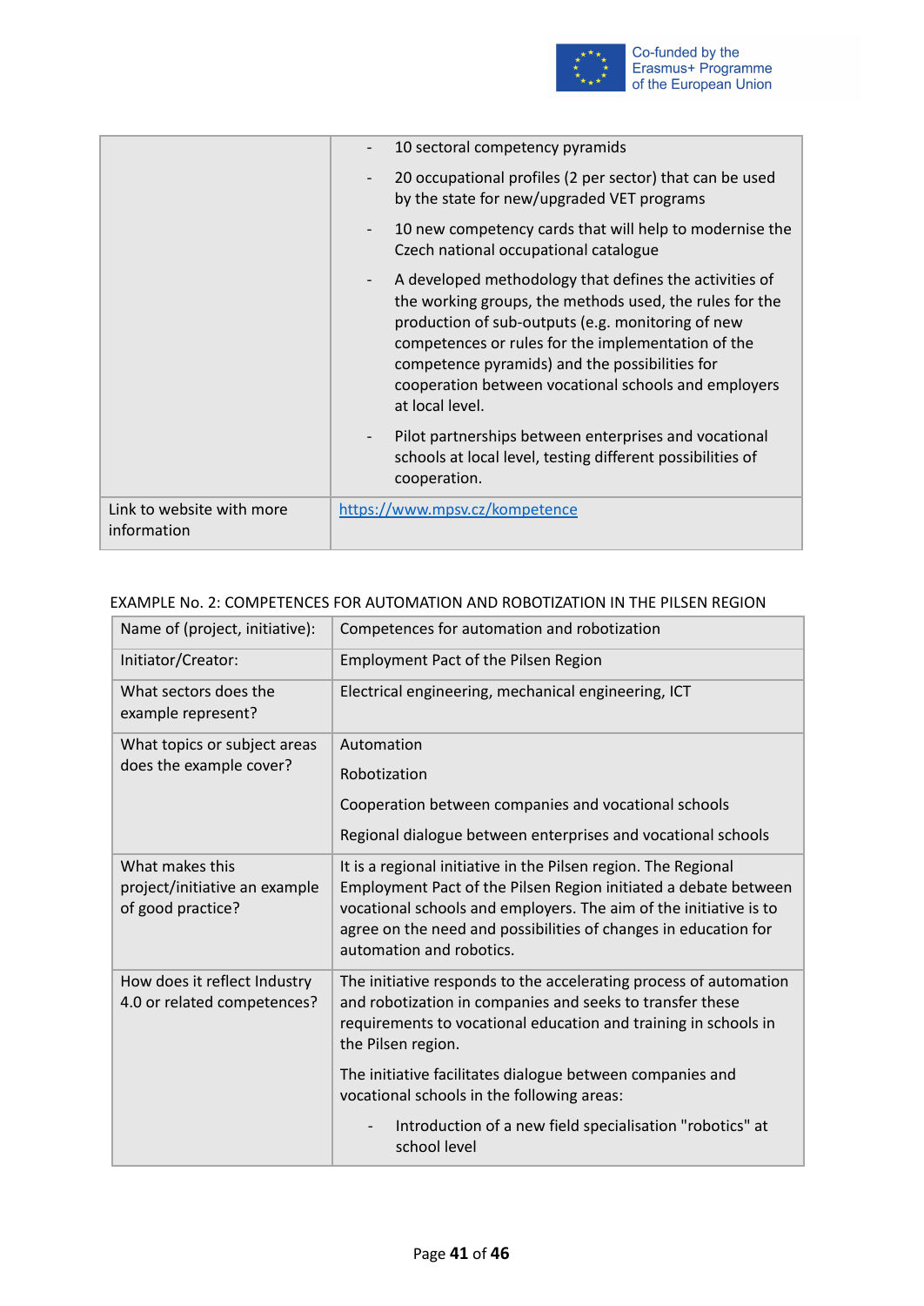| | |
|---|---|
| | - 10 sectoral competency pyramids<br>- 20 occupational profiles (2 per sector) that can be used by the state for new/upgraded VET programs<br>- 10 new competency cards that will help to modernise the Czech national occupational catalogue<br>- A developed methodology that defines the activities of the working groups, the methods used, the rules for the production of sub-outputs (e.g. monitoring of new competences or rules for the implementation of the competence pyramids) and the possibilities for cooperation between vocational schools and employers at local level.<br>- Pilot partnerships between enterprises and vocational schools at local level, testing different possibilities of cooperation. |
| Link to website with more information | [https://www.mpsv.cz/kompetence](https://www.mpsv.cz/kompetence) |

EXAMPLE No. 2: COMPETENCES FOR AUTOMATION AND ROBOTIZATION IN THE PILSEN REGION

| Name of (project, initiative): | Competences for automation and robotization |
|---|---|
| Initiator/Creator: | Employment Pact of the Pilsen Region |
| What sectors does the example represent? | Electrical engineering, mechanical engineering, ICT |
| What topics or subject areas does the example cover? | Automation<br>Robotization<br>Cooperation between companies and vocational schools<br>Regional dialogue between enterprises and vocational schools |
| What makes this project/initiative an example of good practice? | It is a regional initiative in the Pilsen region. The Regional Employment Pact of the Pilsen Region initiated a debate between vocational schools and employers. The aim of the initiative is to agree on the need and possibilities of changes in education for automation and robotics. |
| How does it reflect Industry 4.0 or related competences? | The initiative responds to the accelerating process of automation and robotization in companies and seeks to transfer these requirements to vocational education and training in schools in the Pilsen region.<br>The initiative facilitates dialogue between companies and vocational schools in the following areas:<br>- Introduction of a new field specialisation "robotics" at school level |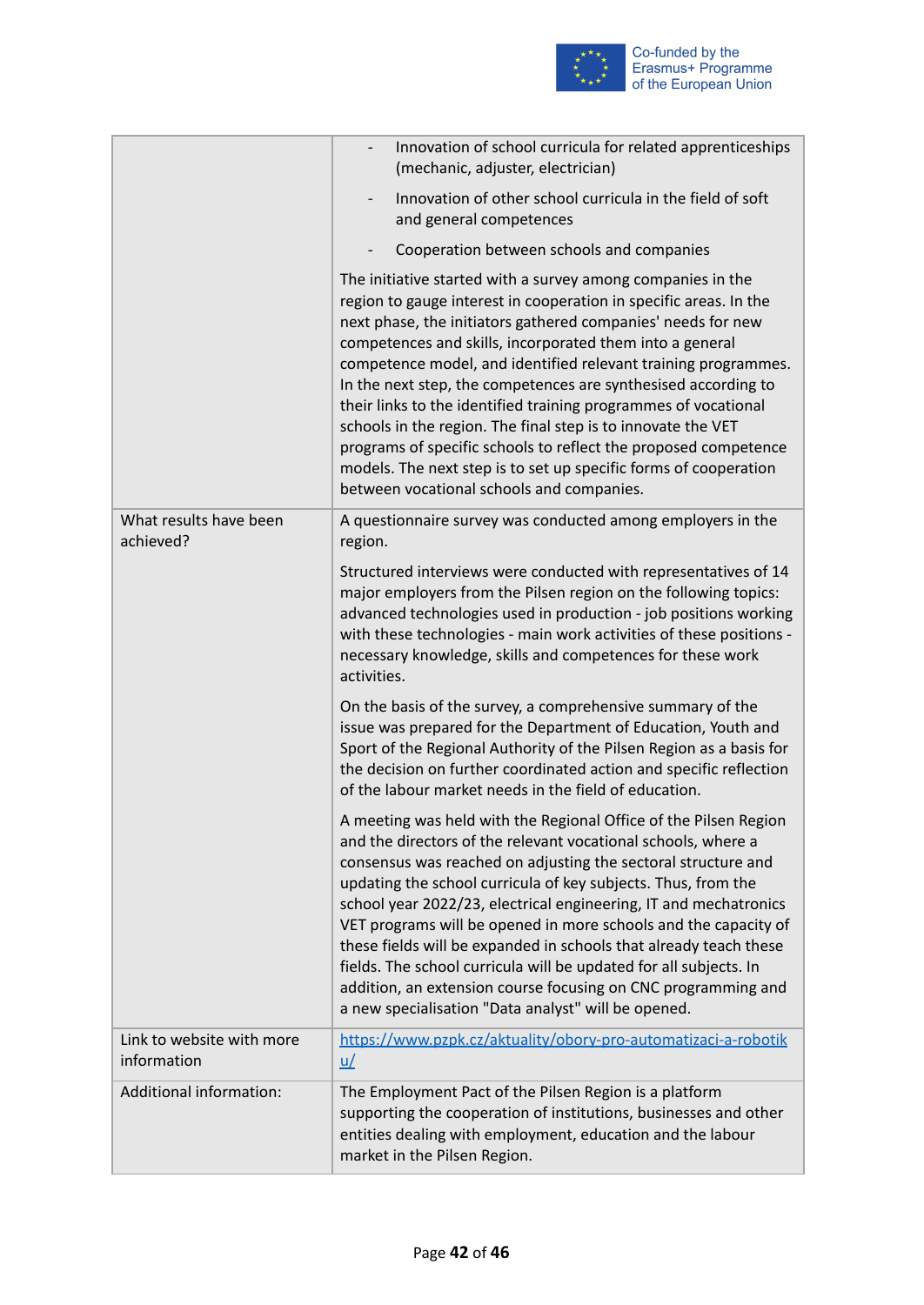| | |
|---|---|
| | - Innovation of school curricula for related apprenticeships (mechanic, adjuster, electrician)<br>- Innovation of other school curricula in the field of soft and general competences<br>- Cooperation between schools and companies<br><br>The initiative started with a survey among companies in the region to gauge interest in cooperation in specific areas. In the next phase, the initiators gathered companies' needs for new competences and skills, incorporated them into a general competence model, and identified relevant training programmes. In the next step, the competences are synthesised according to their links to the identified training programmes of vocational schools in the region. The final step is to innovate the VET programs of specific schools to reflect the proposed competence models. The next step is to set up specific forms of cooperation between vocational schools and companies. |
| What results have been achieved? | A questionnaire survey was conducted among employers in the region.<br><br>Structured interviews were conducted with representatives of 14 major employers from the Pilsen region on the following topics: advanced technologies used in production - job positions working with these technologies - main work activities of these positions - necessary knowledge, skills and competences for these work activities.<br><br>On the basis of the survey, a comprehensive summary of the issue was prepared for the Department of Education, Youth and Sport of the Regional Authority of the Pilsen Region as a basis for the decision on further coordinated action and specific reflection of the labour market needs in the field of education.<br><br>A meeting was held with the Regional Office of the Pilsen Region and the directors of the relevant vocational schools, where a consensus was reached on adjusting the sectoral structure and updating the school curricula of key subjects. Thus, from the school year 2022/23, electrical engineering, IT and mechatronics VET programs will be opened in more schools and the capacity of these fields will be expanded in schools that already teach these fields. The school curricula will be updated for all subjects. In addition, an extension course focusing on CNC programming and a new specialisation "Data analyst" will be opened. |
| Link to website with more information | https://www.pzpk.cz/aktuality/obory-pro-automatizaci-a-robotiku/ |
| Additional information: | The Employment Pact of the Pilsen Region is a platform supporting the cooperation of institutions, businesses and other entities dealing with employment, education and the labour market in the Pilsen Region. |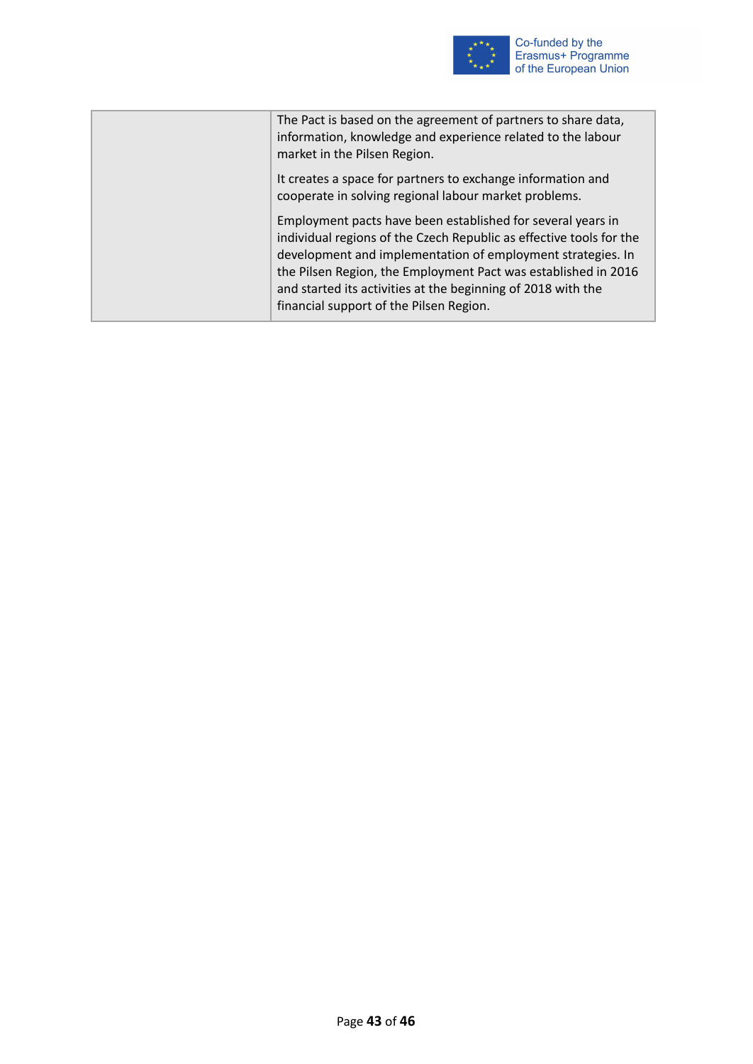|  | The Pact is based on the agreement of partners to share data, information, knowledge and experience related to the labour market in the Pilsen Region.<br><br>It creates a space for partners to exchange information and cooperate in solving regional labour market problems.<br><br>Employment pacts have been established for several years in individual regions of the Czech Republic as effective tools for the development and implementation of employment strategies. In the Pilsen Region, the Employment Pact was established in 2016 and started its activities at the beginning of 2018 with the financial support of the Pilsen Region. |
|---|---|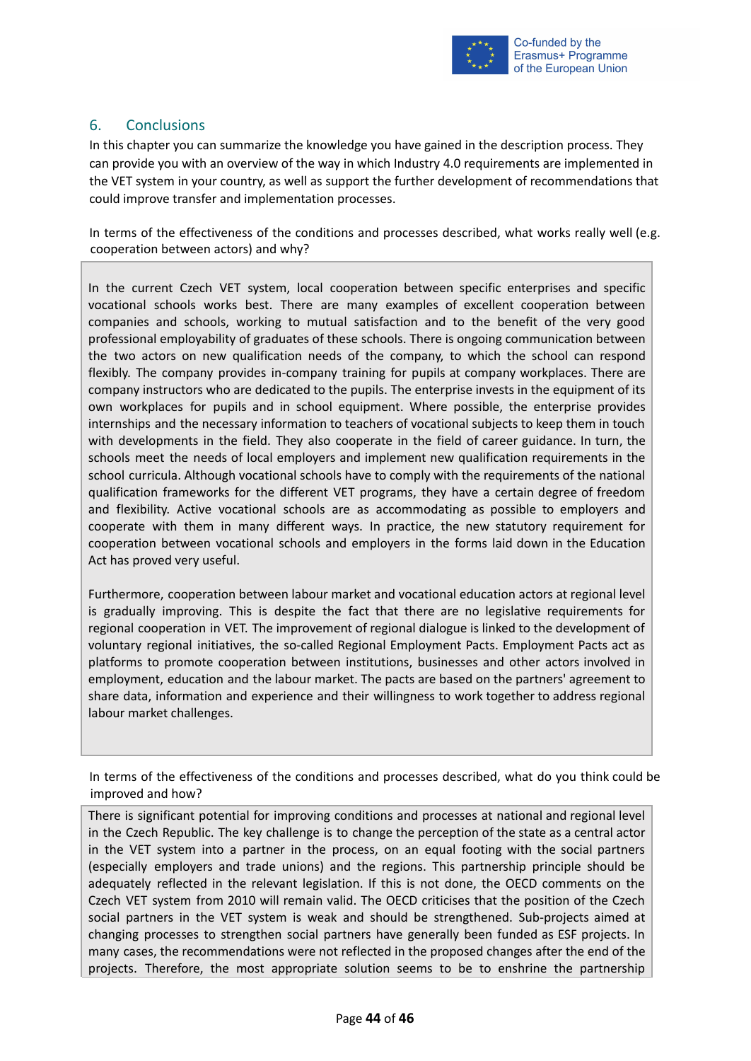## 6. Conclusions

In this chapter you can summarize the knowledge you have gained in the description process. They can provide you with an overview of the way in which Industry 4.0 requirements are implemented in the VET system in your country, as well as support the further development of recommendations that could improve transfer and implementation processes.

In terms of the effectiveness of the conditions and processes described, what works really well (e.g. cooperation between actors) and why?

In the current Czech VET system, local cooperation between specific enterprises and specific vocational schools works best. There are many examples of excellent cooperation between companies and schools, working to mutual satisfaction and to the benefit of the very good professional employability of graduates of these schools. There is ongoing communication between the two actors on new qualification needs of the company, to which the school can respond flexibly. The company provides in-company training for pupils at company workplaces. There are company instructors who are dedicated to the pupils. The enterprise invests in the equipment of its own workplaces for pupils and in school equipment. Where possible, the enterprise provides internships and the necessary information to teachers of vocational subjects to keep them in touch with developments in the field. They also cooperate in the field of career guidance. In turn, the schools meet the needs of local employers and implement new qualification requirements in the school curricula. Although vocational schools have to comply with the requirements of the national qualification frameworks for the different VET programs, they have a certain degree of freedom and flexibility. Active vocational schools are as accommodating as possible to employers and cooperate with them in many different ways. In practice, the new statutory requirement for cooperation between vocational schools and employers in the forms laid down in the Education Act has proved very useful.

Furthermore, cooperation between labour market and vocational education actors at regional level is gradually improving. This is despite the fact that there are no legislative requirements for regional cooperation in VET. The improvement of regional dialogue is linked to the development of voluntary regional initiatives, the so-called Regional Employment Pacts. Employment Pacts act as platforms to promote cooperation between institutions, businesses and other actors involved in employment, education and the labour market. The pacts are based on the partners' agreement to share data, information and experience and their willingness to work together to address regional labour market challenges.

In terms of the effectiveness of the conditions and processes described, what do you think could be improved and how?

There is significant potential for improving conditions and processes at national and regional level in the Czech Republic. The key challenge is to change the perception of the state as a central actor in the VET system into a partner in the process, on an equal footing with the social partners (especially employers and trade unions) and the regions. This partnership principle should be adequately reflected in the relevant legislation. If this is not done, the OECD comments on the Czech VET system from 2010 will remain valid. The OECD criticises that the position of the Czech social partners in the VET system is weak and should be strengthened. Sub-projects aimed at changing processes to strengthen social partners have generally been funded as ESF projects. In many cases, the recommendations were not reflected in the proposed changes after the end of the projects. Therefore, the most appropriate solution seems to be to enshrine the partnership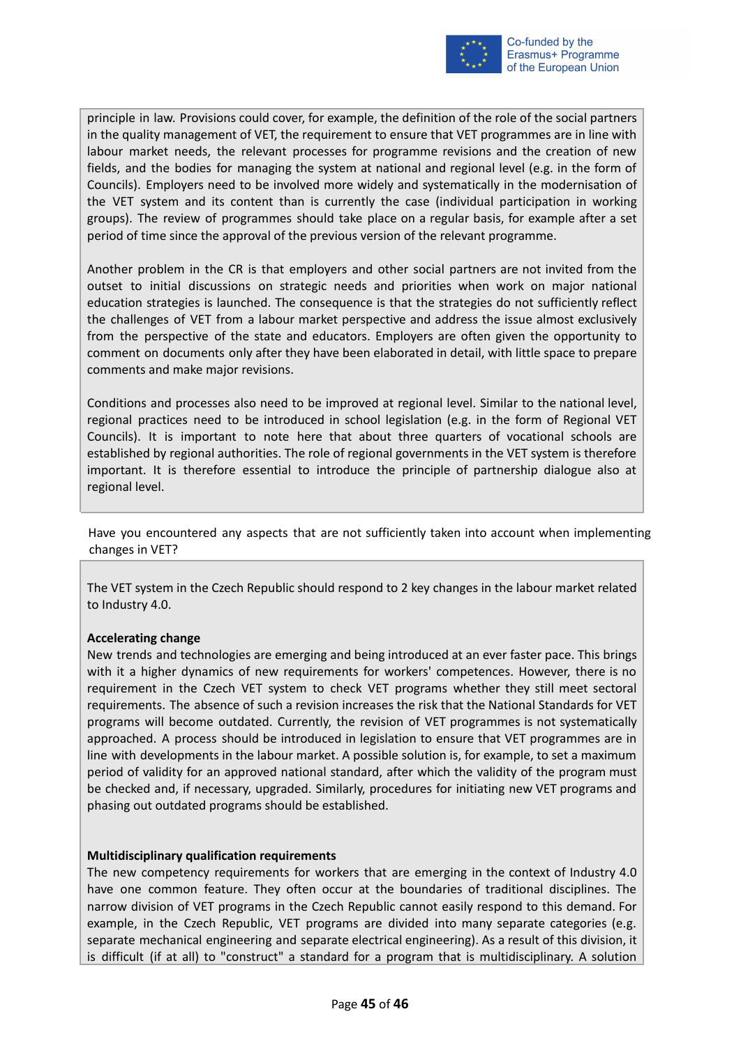principle in law. Provisions could cover, for example, the definition of the role of the social partners in the quality management of VET, the requirement to ensure that VET programmes are in line with labour market needs, the relevant processes for programme revisions and the creation of new fields, and the bodies for managing the system at national and regional level (e.g. in the form of Councils). Employers need to be involved more widely and systematically in the modernisation of the VET system and its content than is currently the case (individual participation in working groups). The review of programmes should take place on a regular basis, for example after a set period of time since the approval of the previous version of the relevant programme.

Another problem in the CR is that employers and other social partners are not invited from the outset to initial discussions on strategic needs and priorities when work on major national education strategies is launched. The consequence is that the strategies do not sufficiently reflect the challenges of VET from a labour market perspective and address the issue almost exclusively from the perspective of the state and educators. Employers are often given the opportunity to comment on documents only after they have been elaborated in detail, with little space to prepare comments and make major revisions.

Conditions and processes also need to be improved at regional level. Similar to the national level, regional practices need to be introduced in school legislation (e.g. in the form of Regional VET Councils). It is important to note here that about three quarters of vocational schools are established by regional authorities. The role of regional governments in the VET system is therefore important. It is therefore essential to introduce the principle of partnership dialogue also at regional level.

Have you encountered any aspects that are not sufficiently taken into account when implementing changes in VET?

The VET system in the Czech Republic should respond to 2 key changes in the labour market related to Industry 4.0.

**Accelerating change**

New trends and technologies are emerging and being introduced at an ever faster pace. This brings with it a higher dynamics of new requirements for workers' competences. However, there is no requirement in the Czech VET system to check VET programs whether they still meet sectoral requirements. The absence of such a revision increases the risk that the National Standards for VET programs will become outdated. Currently, the revision of VET programmes is not systematically approached. A process should be introduced in legislation to ensure that VET programmes are in line with developments in the labour market. A possible solution is, for example, to set a maximum period of validity for an approved national standard, after which the validity of the program must be checked and, if necessary, upgraded. Similarly, procedures for initiating new VET programs and phasing out outdated programs should be established.

**Multidisciplinary qualification requirements**

The new competency requirements for workers that are emerging in the context of Industry 4.0 have one common feature. They often occur at the boundaries of traditional disciplines. The narrow division of VET programs in the Czech Republic cannot easily respond to this demand. For example, in the Czech Republic, VET programs are divided into many separate categories (e.g. separate mechanical engineering and separate electrical engineering). As a result of this division, it is difficult (if at all) to "construct" a standard for a program that is multidisciplinary. A solution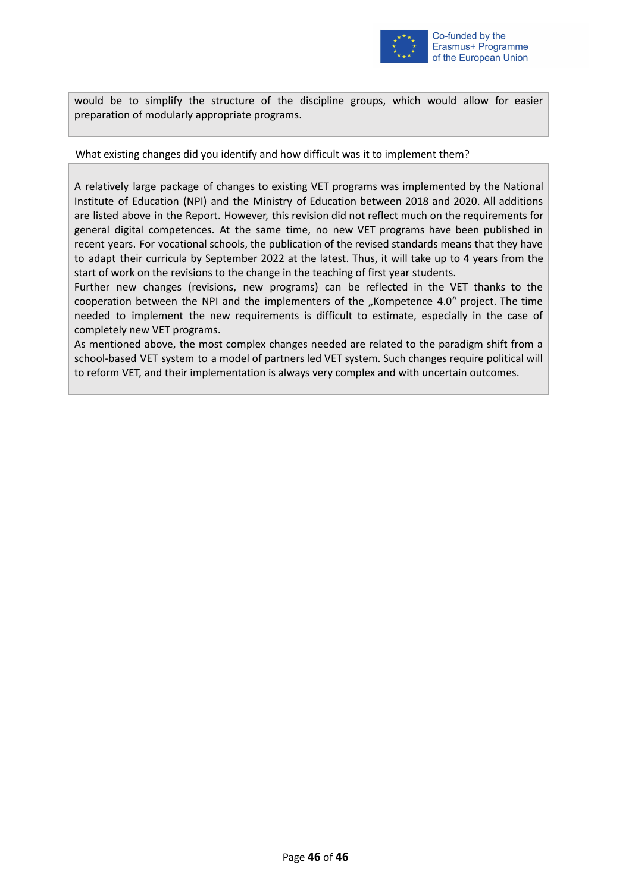would be to simplify the structure of the discipline groups, which would allow for easier preparation of modularly appropriate programs.

What existing changes did you identify and how difficult was it to implement them?

A relatively large package of changes to existing VET programs was implemented by the National Institute of Education (NPI) and the Ministry of Education between 2018 and 2020. All additions are listed above in the Report. However, this revision did not reflect much on the requirements for general digital competences. At the same time, no new VET programs have been published in recent years. For vocational schools, the publication of the revised standards means that they have to adapt their curricula by September 2022 at the latest. Thus, it will take up to 4 years from the start of work on the revisions to the change in the teaching of first year students.
Further new changes (revisions, new programs) can be reflected in the VET thanks to the cooperation between the NPI and the implementers of the „Kompetence 4.0“ project. The time needed to implement the new requirements is difficult to estimate, especially in the case of completely new VET programs.
As mentioned above, the most complex changes needed are related to the paradigm shift from a school-based VET system to a model of partners led VET system. Such changes require political will to reform VET, and their implementation is always very complex and with uncertain outcomes.